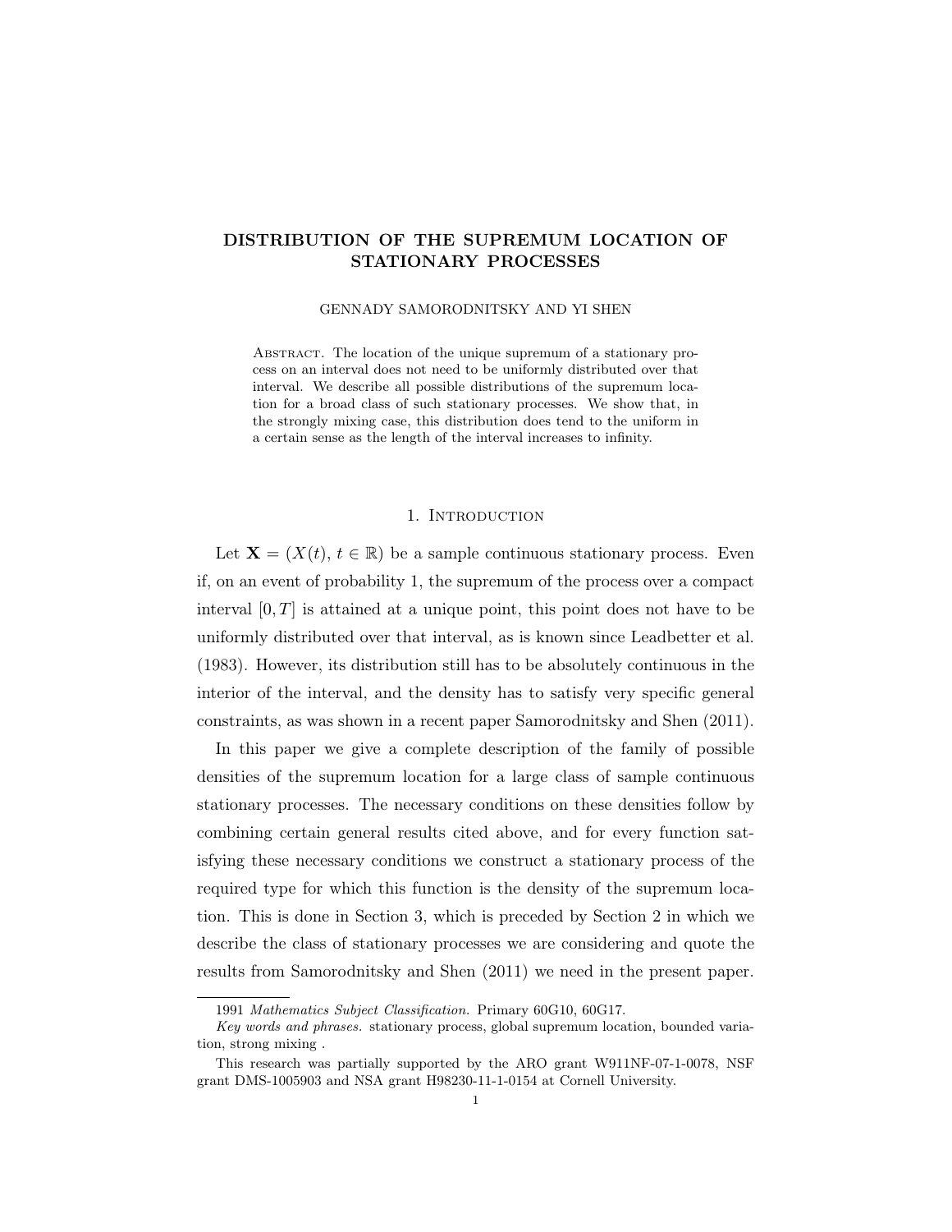# DISTRIBUTION OF THE SUPREMUM LOCATION OF STATIONARY PROCESSES

GENNADY SAMORODNITSKY AND YI SHEN

Abstract. The location of the unique supremum of a stationary process on an interval does not need to be uniformly distributed over that interval. We describe all possible distributions of the supremum location for a broad class of such stationary processes. We show that, in the strongly mixing case, this distribution does tend to the uniform in a certain sense as the length of the interval increases to infinity.

## 1. Introduction

Let $\mathbf{X} = (X(t),\, t \in \mathbb{R})$ be a sample continuous stationary process. Even if, on an event of probability 1, the supremum of the process over a compact interval $[0, T]$ is attained at a unique point, this point does not have to be uniformly distributed over that interval, as is known since Leadbetter et al. (1983). However, its distribution still has to be absolutely continuous in the interior of the interval, and the density has to satisfy very specific general constraints, as was shown in a recent paper Samorodnitsky and Shen (2011).

In this paper we give a complete description of the family of possible densities of the supremum location for a large class of sample continuous stationary processes. The necessary conditions on these densities follow by combining certain general results cited above, and for every function satisfying these necessary conditions we construct a stationary process of the required type for which this function is the density of the supremum location. This is done in Section 3, which is preceded by Section 2 in which we describe the class of stationary processes we are considering and quote the results from Samorodnitsky and Shen (2011) we need in the present paper.

---

1991 *Mathematics Subject Classification.* Primary 60G10, 60G17.

*Key words and phrases.* stationary process, global supremum location, bounded variation, strong mixing .

This research was partially supported by the ARO grant W911NF-07-1-0078, NSF grant DMS-1005903 and NSA grant H98230-11-1-0154 at Cornell University.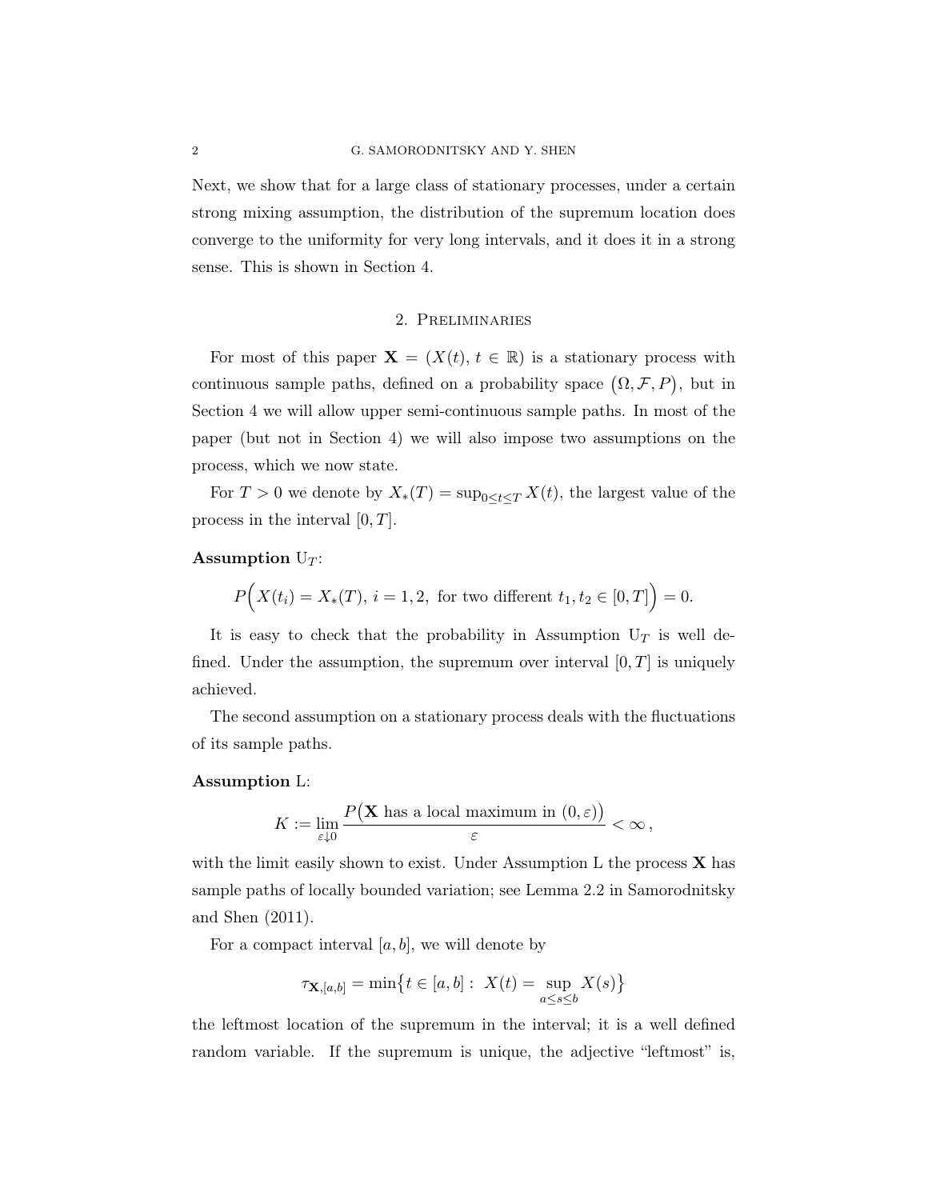Next, we show that for a large class of stationary processes, under a certain strong mixing assumption, the distribution of the supremum location does converge to the uniformity for very long intervals, and it does it in a strong sense. This is shown in Section 4.

## 2. Preliminaries

For most of this paper $\mathbf{X} = (X(t), t \in \mathbb{R})$ is a stationary process with continuous sample paths, defined on a probability space $(\Omega, \mathcal{F}, P)$, but in Section 4 we will allow upper semi-continuous sample paths. In most of the paper (but not in Section 4) we will also impose two assumptions on the process, which we now state.

For $T > 0$ we denote by $X_*(T) = \sup_{0 \le t \le T} X(t)$, the largest value of the process in the interval $[0, T]$.

**Assumption** $\mathrm{U}_T$:

$$P\Big( X(t_i) = X_*(T),\ i = 1, 2,\ \text{for two different } t_1, t_2 \in [0, T] \Big) = 0.$$

It is easy to check that the probability in Assumption $\mathrm{U}_T$ is well defined. Under the assumption, the supremum over interval $[0, T]$ is uniquely achieved.

The second assumption on a stationary process deals with the fluctuations of its sample paths.

**Assumption** L:

$$K := \lim_{\varepsilon \downarrow 0} \frac{P\big(\mathbf{X} \text{ has a local maximum in } (0, \varepsilon)\big)}{\varepsilon} < \infty\,,$$

with the limit easily shown to exist. Under Assumption L the process $\mathbf{X}$ has sample paths of locally bounded variation; see Lemma 2.2 in Samorodnitsky and Shen (2011).

For a compact interval $[a, b]$, we will denote by

$$\tau_{\mathbf{X}, [a,b]} = \min\big\{ t \in [a, b] :\ X(t) = \sup_{a \le s \le b} X(s) \big\}$$

the leftmost location of the supremum in the interval; it is a well defined random variable. If the supremum is unique, the adjective "leftmost" is,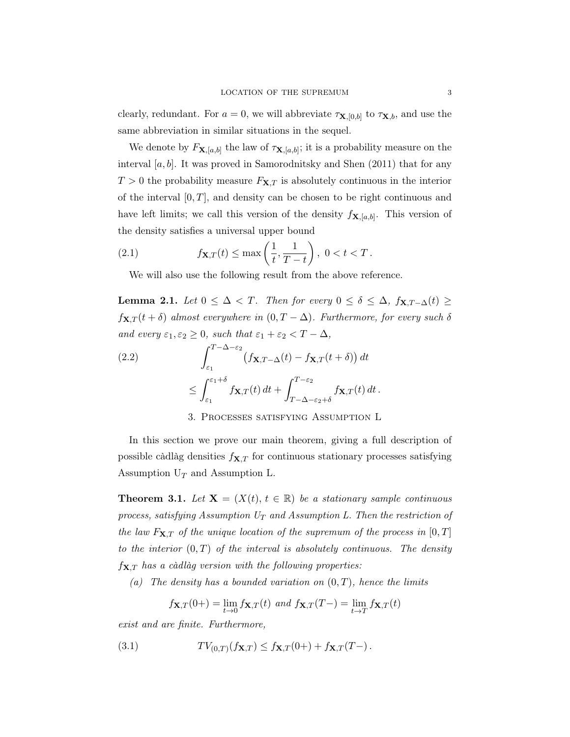clearly, redundant. For $a = 0$, we will abbreviate $\tau_{\mathbf{X},[0,b]}$ to $\tau_{\mathbf{X},b}$, and use the same abbreviation in similar situations in the sequel.

We denote by $F_{\mathbf{X},[a,b]}$ the law of $\tau_{\mathbf{X},[a,b]}$; it is a probability measure on the interval $[a, b]$. It was proved in Samorodnitsky and Shen (2011) that for any $T > 0$ the probability measure $F_{\mathbf{X},T}$ is absolutely continuous in the interior of the interval $[0, T]$, and density can be chosen to be right continuous and have left limits; we call this version of the density $f_{\mathbf{X},[a,b]}$. This version of the density satisfies a universal upper bound

$$f_{\mathbf{X},T}(t) \leq \max\left(\frac{1}{t}, \frac{1}{T-t}\right), \ 0 < t < T \, . \tag{2.1}$$

We will also use the following result from the above reference.

**Lemma 2.1.** *Let $0 \leq \Delta < T$. Then for every $0 \leq \delta \leq \Delta$, $f_{\mathbf{X},T-\Delta}(t) \geq f_{\mathbf{X},T}(t+\delta)$ almost everywhere in $(0, T-\Delta)$. Furthermore, for every such $\delta$ and every $\varepsilon_1, \varepsilon_2 \geq 0$, such that $\varepsilon_1 + \varepsilon_2 < T - \Delta$,*

$$\begin{aligned} &\int_{\varepsilon_1}^{T-\Delta-\varepsilon_2} \big(f_{\mathbf{X},T-\Delta}(t) - f_{\mathbf{X},T}(t+\delta)\big)\, dt \\ &\leq \int_{\varepsilon_1}^{\varepsilon_1+\delta} f_{\mathbf{X},T}(t)\, dt + \int_{T-\Delta-\varepsilon_2+\delta}^{T-\varepsilon_2} f_{\mathbf{X},T}(t)\, dt \, . \end{aligned} \tag{2.2}$$

## 3. Processes satisfying Assumption L

In this section we prove our main theorem, giving a full description of possible càdlàg densities $f_{\mathbf{X},T}$ for continuous stationary processes satisfying Assumption $\mathrm{U}_T$ and Assumption L.

**Theorem 3.1.** *Let $\mathbf{X} = (X(t), t \in \mathbb{R})$ be a stationary sample continuous process, satisfying Assumption $U_T$ and Assumption L. Then the restriction of the law $F_{\mathbf{X},T}$ of the unique location of the supremum of the process in $[0, T]$ to the interior $(0, T)$ of the interval is absolutely continuous. The density $f_{\mathbf{X},T}$ has a càdlàg version with the following properties:*

*(a) The density has a bounded variation on $(0, T)$, hence the limits*

$$f_{\mathbf{X},T}(0+) = \lim_{t\to 0} f_{\mathbf{X},T}(t) \text{ and } f_{\mathbf{X},T}(T-) = \lim_{t\to T} f_{\mathbf{X},T}(t)$$

*exist and are finite. Furthermore,*

$$TV_{(0,T)}(f_{\mathbf{X},T}) \leq f_{\mathbf{X},T}(0+) + f_{\mathbf{X},T}(T-) \, . \tag{3.1}$$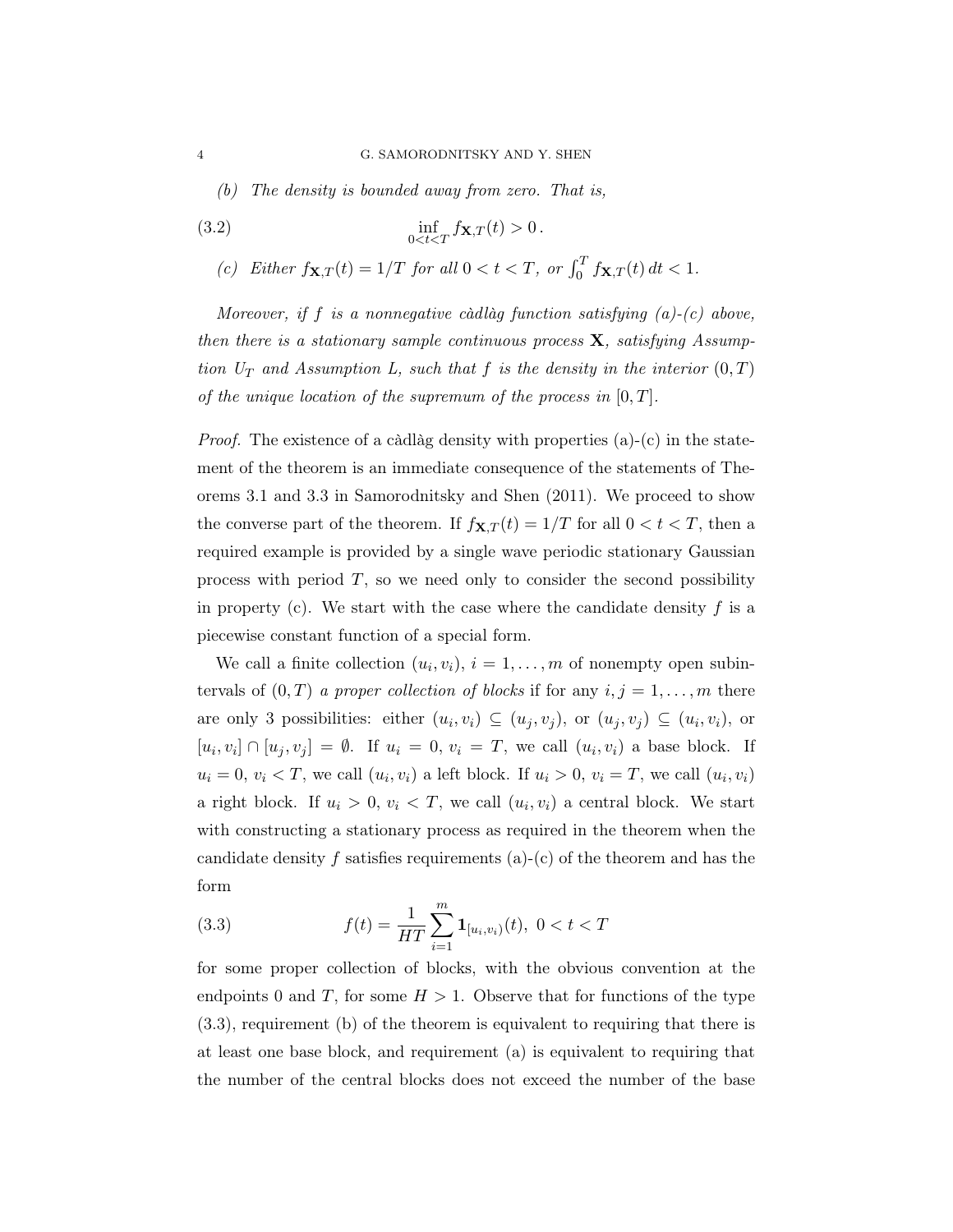*(b) The density is bounded away from zero. That is,*

$$\inf_{0<t<T} f_{\mathbf{X},T}(t) > 0 \,. \tag{3.2}$$

*(c) Either $f_{\mathbf{X},T}(t) = 1/T$ for all $0 < t < T$, or $\int_0^T f_{\mathbf{X},T}(t)\, dt < 1$.*

*Moreover, if $f$ is a nonnegative càdlàg function satisfying (a)-(c) above, then there is a stationary sample continuous process $\mathbf{X}$, satisfying Assumption $U_T$ and Assumption L, such that $f$ is the density in the interior $(0, T)$ of the unique location of the supremum of the process in $[0, T]$.*

*Proof.* The existence of a càdlàg density with properties (a)-(c) in the statement of the theorem is an immediate consequence of the statements of Theorems 3.1 and 3.3 in Samorodnitsky and Shen (2011). We proceed to show the converse part of the theorem. If $f_{\mathbf{X},T}(t) = 1/T$ for all $0 < t < T$, then a required example is provided by a single wave periodic stationary Gaussian process with period $T$, so we need only to consider the second possibility in property (c). We start with the case where the candidate density $f$ is a piecewise constant function of a special form.

We call a finite collection $(u_i, v_i)$, $i = 1, \ldots, m$ of nonempty open subintervals of $(0, T)$ *a proper collection of blocks* if for any $i, j = 1, \ldots, m$ there are only 3 possibilities: either $(u_i, v_i) \subseteq (u_j, v_j)$, or $(u_j, v_j) \subseteq (u_i, v_i)$, or $[u_i, v_i] \cap [u_j, v_j] = \emptyset$. If $u_i = 0$, $v_i = T$, we call $(u_i, v_i)$ a base block. If $u_i = 0$, $v_i < T$, we call $(u_i, v_i)$ a left block. If $u_i > 0$, $v_i = T$, we call $(u_i, v_i)$ a right block. If $u_i > 0$, $v_i < T$, we call $(u_i, v_i)$ a central block. We start with constructing a stationary process as required in the theorem when the candidate density $f$ satisfies requirements (a)-(c) of the theorem and has the form

$$f(t) = \frac{1}{HT} \sum_{i=1}^{m} \mathbf{1}_{[u_i, v_i)}(t), \; 0 < t < T \tag{3.3}$$

for some proper collection of blocks, with the obvious convention at the endpoints 0 and $T$, for some $H > 1$. Observe that for functions of the type (3.3), requirement (b) of the theorem is equivalent to requiring that there is at least one base block, and requirement (a) is equivalent to requiring that the number of the central blocks does not exceed the number of the base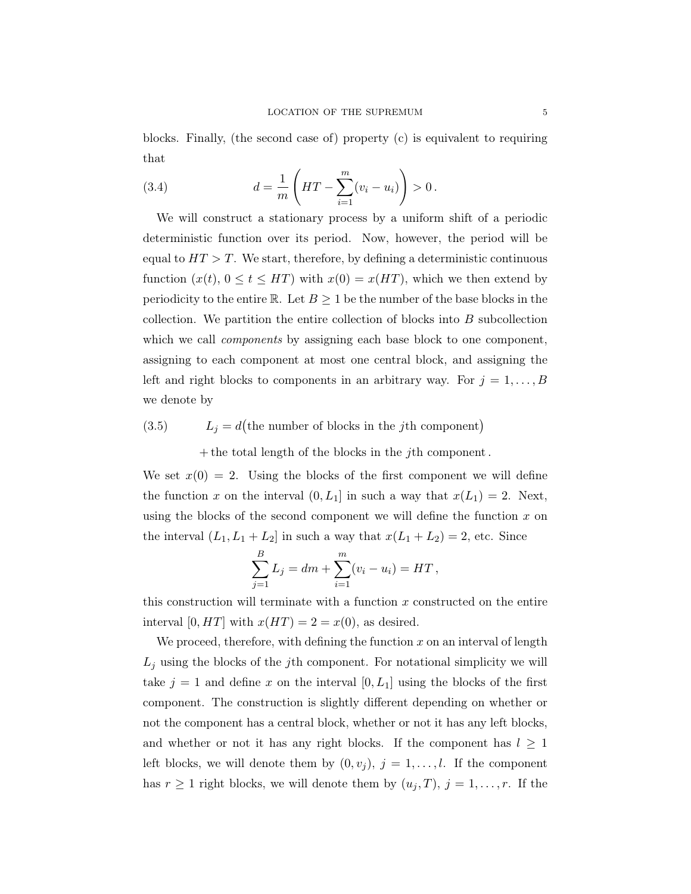blocks. Finally, (the second case of) property (c) is equivalent to requiring that

$$d = \frac{1}{m}\left(HT - \sum_{i=1}^{m}(v_i - u_i)\right) > 0\,. \tag{3.4}$$

We will construct a stationary process by a uniform shift of a periodic deterministic function over its period. Now, however, the period will be equal to $HT > T$. We start, therefore, by defining a deterministic continuous function $(x(t),\ 0 \le t \le HT)$ with $x(0) = x(HT)$, which we then extend by periodicity to the entire $\mathbb{R}$. Let $B \ge 1$ be the number of the base blocks in the collection. We partition the entire collection of blocks into $B$ subcollection which we call *components* by assigning each base block to one component, assigning to each component at most one central block, and assigning the left and right blocks to components in an arbitrary way. For $j = 1, \ldots, B$ we denote by

$$\begin{aligned} L_j = {} & d\big(\text{the number of blocks in the } j\text{th component}\big) \\ & + \text{the total length of the blocks in the } j\text{th component}\,. \end{aligned} \tag{3.5}$$

We set $x(0) = 2$. Using the blocks of the first component we will define the function $x$ on the interval $(0, L_1]$ in such a way that $x(L_1) = 2$. Next, using the blocks of the second component we will define the function $x$ on the interval $(L_1, L_1 + L_2]$ in such a way that $x(L_1 + L_2) = 2$, etc. Since

$$\sum_{j=1}^{B} L_j = dm + \sum_{i=1}^{m}(v_i - u_i) = HT\,,$$

this construction will terminate with a function $x$ constructed on the entire interval $[0, HT]$ with $x(HT) = 2 = x(0)$, as desired.

We proceed, therefore, with defining the function $x$ on an interval of length $L_j$ using the blocks of the $j$th component. For notational simplicity we will take $j = 1$ and define $x$ on the interval $[0, L_1]$ using the blocks of the first component. The construction is slightly different depending on whether or not the component has a central block, whether or not it has any left blocks, and whether or not it has any right blocks. If the component has $l \ge 1$ left blocks, we will denote them by $(0, v_j),\ j = 1, \ldots, l$. If the component has $r \ge 1$ right blocks, we will denote them by $(u_j, T),\ j = 1, \ldots, r$. If the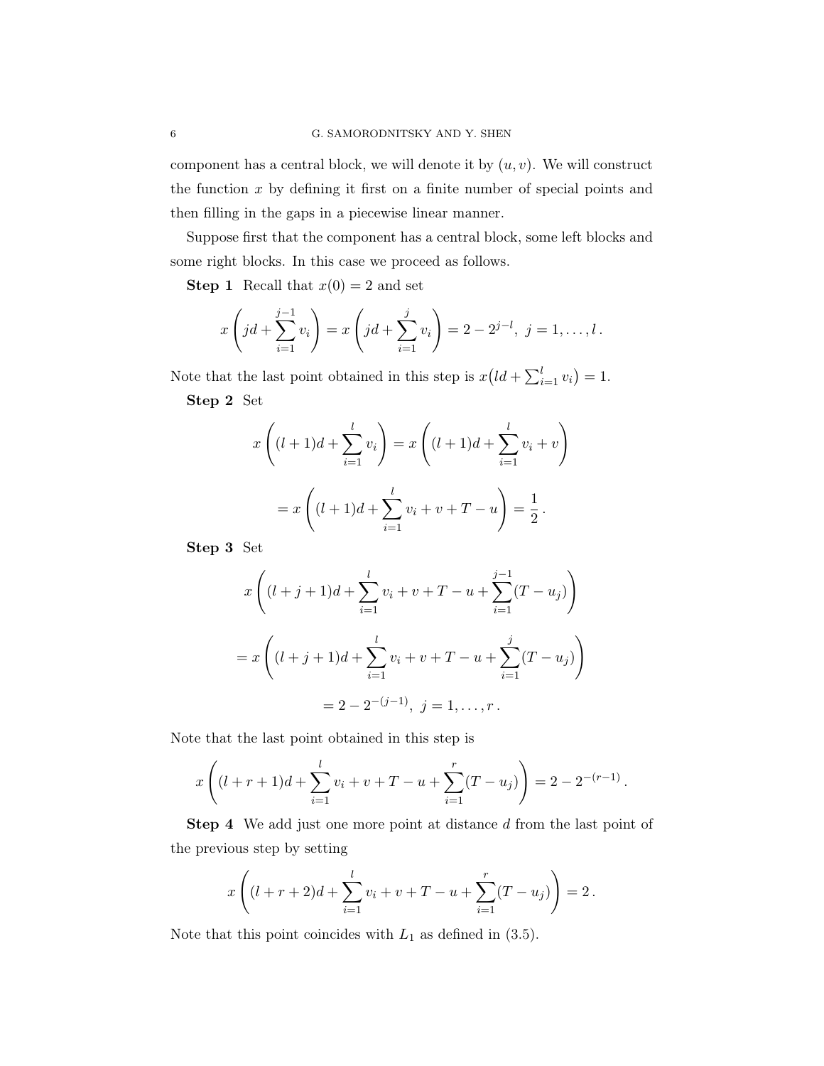component has a central block, we will denote it by $(u, v)$. We will construct the function $x$ by defining it first on a finite number of special points and then filling in the gaps in a piecewise linear manner.

Suppose first that the component has a central block, some left blocks and some right blocks. In this case we proceed as follows.

**Step 1** Recall that $x(0) = 2$ and set

$$x\left(jd + \sum_{i=1}^{j-1} v_i\right) = x\left(jd + \sum_{i=1}^{j} v_i\right) = 2 - 2^{j-l},\ j = 1, \ldots, l\,.$$

Note that the last point obtained in this step is $x\big(ld + \sum_{i=1}^{l} v_i\big) = 1$.

**Step 2** Set

$$x\left((l+1)d + \sum_{i=1}^{l} v_i\right) = x\left((l+1)d + \sum_{i=1}^{l} v_i + v\right)$$

$$= x\left((l+1)d + \sum_{i=1}^{l} v_i + v + T - u\right) = \frac{1}{2}\,.$$

**Step 3** Set

$$x\left((l+j+1)d + \sum_{i=1}^{l} v_i + v + T - u + \sum_{i=1}^{j-1}(T - u_j)\right)$$

$$= x\left((l+j+1)d + \sum_{i=1}^{l} v_i + v + T - u + \sum_{i=1}^{j}(T - u_j)\right)$$

$$= 2 - 2^{-(j-1)},\ j = 1, \ldots, r\,.$$

Note that the last point obtained in this step is

$$x\left((l+r+1)d + \sum_{i=1}^{l} v_i + v + T - u + \sum_{i=1}^{r}(T - u_j)\right) = 2 - 2^{-(r-1)}\,.$$

**Step 4** We add just one more point at distance $d$ from the last point of the previous step by setting

$$x\left((l+r+2)d + \sum_{i=1}^{l} v_i + v + T - u + \sum_{i=1}^{r}(T - u_j)\right) = 2\,.$$

Note that this point coincides with $L_1$ as defined in (3.5).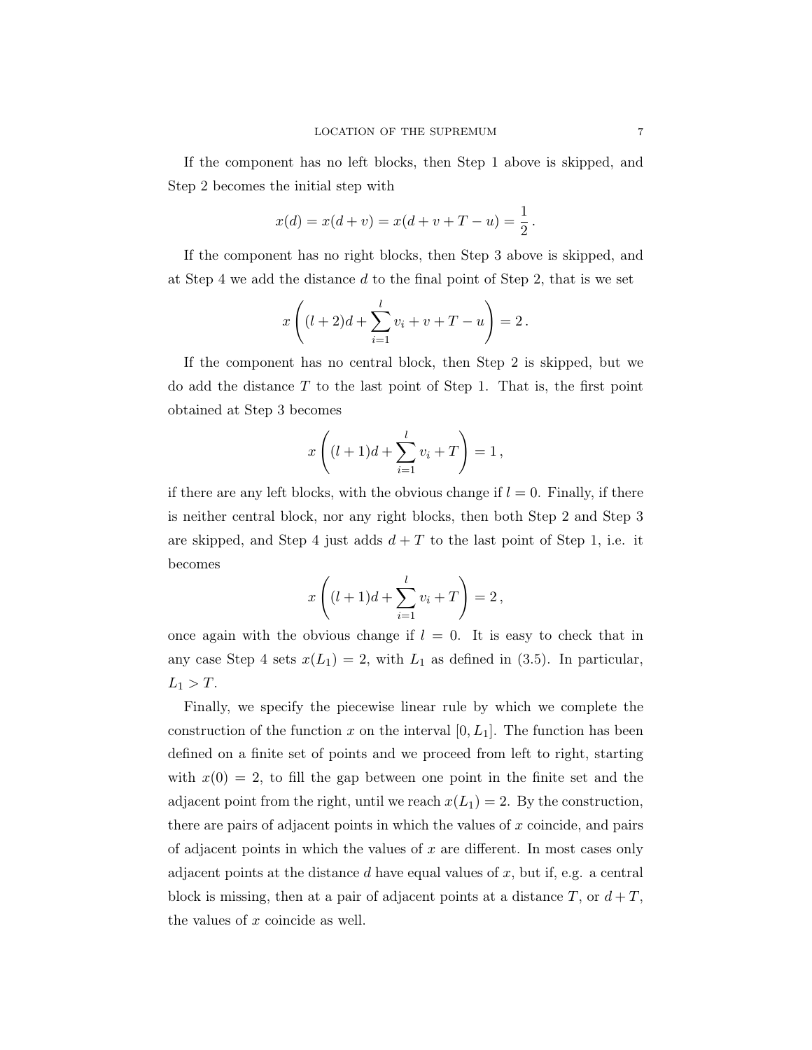If the component has no left blocks, then Step 1 above is skipped, and Step 2 becomes the initial step with

$$x(d) = x(d+v) = x(d+v+T-u) = \frac{1}{2}\,.$$

If the component has no right blocks, then Step 3 above is skipped, and at Step 4 we add the distance $d$ to the final point of Step 2, that is we set

$$x\left((l+2)d + \sum_{i=1}^{l} v_i + v + T - u\right) = 2\,.$$

If the component has no central block, then Step 2 is skipped, but we do add the distance $T$ to the last point of Step 1. That is, the first point obtained at Step 3 becomes

$$x\left((l+1)d + \sum_{i=1}^{l} v_i + T\right) = 1\,,$$

if there are any left blocks, with the obvious change if $l = 0$. Finally, if there is neither central block, nor any right blocks, then both Step 2 and Step 3 are skipped, and Step 4 just adds $d + T$ to the last point of Step 1, i.e. it becomes

$$x\left((l+1)d + \sum_{i=1}^{l} v_i + T\right) = 2\,,$$

once again with the obvious change if $l = 0$. It is easy to check that in any case Step 4 sets $x(L_1) = 2$, with $L_1$ as defined in (3.5). In particular, $L_1 > T$.

Finally, we specify the piecewise linear rule by which we complete the construction of the function $x$ on the interval $[0, L_1]$. The function has been defined on a finite set of points and we proceed from left to right, starting with $x(0) = 2$, to fill the gap between one point in the finite set and the adjacent point from the right, until we reach $x(L_1) = 2$. By the construction, there are pairs of adjacent points in which the values of $x$ coincide, and pairs of adjacent points in which the values of $x$ are different. In most cases only adjacent points at the distance $d$ have equal values of $x$, but if, e.g. a central block is missing, then at a pair of adjacent points at a distance $T$, or $d + T$, the values of $x$ coincide as well.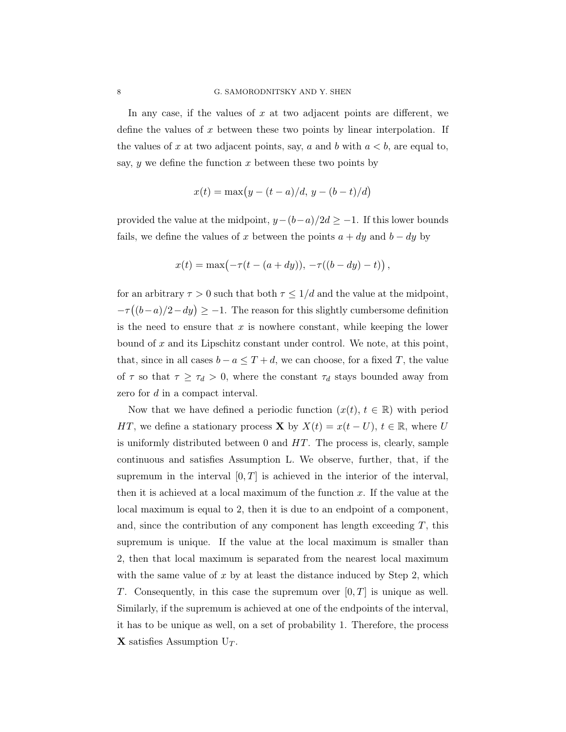In any case, if the values of $x$ at two adjacent points are different, we define the values of $x$ between these two points by linear interpolation. If the values of $x$ at two adjacent points, say, $a$ and $b$ with $a < b$, are equal to, say, $y$ we define the function $x$ between these two points by

$$x(t) = \max\bigl(y - (t-a)/d,\ y - (b-t)/d\bigr)$$

provided the value at the midpoint, $y - (b-a)/2d \geq -1$. If this lower bounds fails, we define the values of $x$ between the points $a + dy$ and $b - dy$ by

$$x(t) = \max\bigl(-\tau(t - (a+dy)),\ -\tau((b-dy) - t)\bigr)\,,$$

for an arbitrary $\tau > 0$ such that both $\tau \leq 1/d$ and the value at the midpoint, $-\tau\bigl((b-a)/2 - dy\bigr) \geq -1$. The reason for this slightly cumbersome definition is the need to ensure that $x$ is nowhere constant, while keeping the lower bound of $x$ and its Lipschitz constant under control. We note, at this point, that, since in all cases $b - a \leq T + d$, we can choose, for a fixed $T$, the value of $\tau$ so that $\tau \geq \tau_d > 0$, where the constant $\tau_d$ stays bounded away from zero for $d$ in a compact interval.

Now that we have defined a periodic function $(x(t),\, t \in \mathbb{R})$ with period $HT$, we define a stationary process $\mathbf{X}$ by $X(t) = x(t - U)$, $t \in \mathbb{R}$, where $U$ is uniformly distributed between 0 and $HT$. The process is, clearly, sample continuous and satisfies Assumption L. We observe, further, that, if the supremum in the interval $[0, T]$ is achieved in the interior of the interval, then it is achieved at a local maximum of the function $x$. If the value at the local maximum is equal to 2, then it is due to an endpoint of a component, and, since the contribution of any component has length exceeding $T$, this supremum is unique. If the value at the local maximum is smaller than 2, then that local maximum is separated from the nearest local maximum with the same value of $x$ by at least the distance induced by Step 2, which $T$. Consequently, in this case the supremum over $[0, T]$ is unique as well. Similarly, if the supremum is achieved at one of the endpoints of the interval, it has to be unique as well, on a set of probability 1. Therefore, the process $\mathbf{X}$ satisfies Assumption $\mathrm{U}_T$.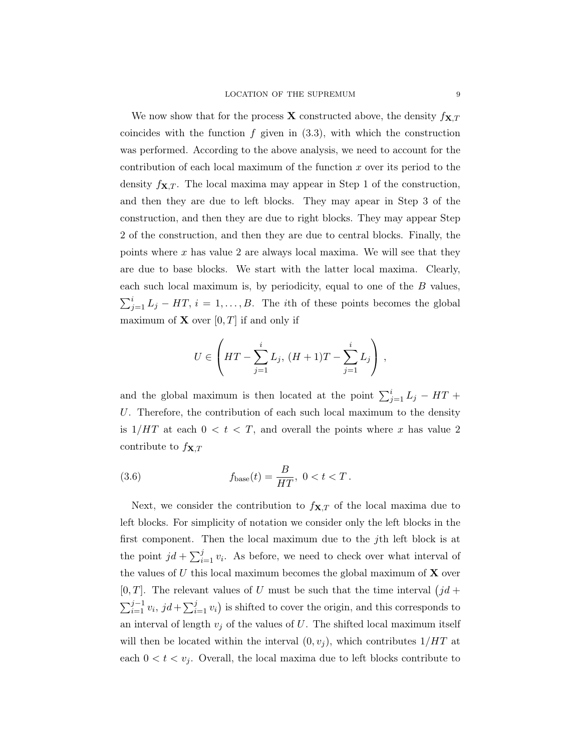We now show that for the process $\mathbf{X}$ constructed above, the density $f_{\mathbf{X},T}$ coincides with the function $f$ given in (3.3), with which the construction was performed. According to the above analysis, we need to account for the contribution of each local maximum of the function $x$ over its period to the density $f_{\mathbf{X},T}$. The local maxima may appear in Step 1 of the construction, and then they are due to left blocks. They may apear in Step 3 of the construction, and then they are due to right blocks. They may appear Step 2 of the construction, and then they are due to central blocks. Finally, the points where $x$ has value 2 are always local maxima. We will see that they are due to base blocks. We start with the latter local maxima. Clearly, each such local maximum is, by periodicity, equal to one of the $B$ values, $\sum_{j=1}^{i} L_j - HT$, $i = 1, \ldots, B$. The $i$th of these points becomes the global maximum of $\mathbf{X}$ over $[0, T]$ if and only if

$$U \in \left( HT - \sum_{j=1}^{i} L_j,\ (H+1)T - \sum_{j=1}^{i} L_j \right),$$

and the global maximum is then located at the point $\sum_{j=1}^{i} L_j - HT + U$. Therefore, the contribution of each such local maximum to the density is $1/HT$ at each $0 < t < T$, and overall the points where $x$ has value 2 contribute to $f_{\mathbf{X},T}$

$$f_{\text{base}}(t) = \frac{B}{HT},\ 0 < t < T. \tag{3.6}$$

Next, we consider the contribution to $f_{\mathbf{X},T}$ of the local maxima due to left blocks. For simplicity of notation we consider only the left blocks in the first component. Then the local maximum due to the $j$th left block is at the point $jd + \sum_{i=1}^{j} v_i$. As before, we need to check over what interval of the values of $U$ this local maximum becomes the global maximum of $\mathbf{X}$ over $[0, T]$. The relevant values of $U$ must be such that the time interval $\big(jd + \sum_{i=1}^{j-1} v_i,\ jd + \sum_{i=1}^{j} v_i\big)$ is shifted to cover the origin, and this corresponds to an interval of length $v_j$ of the values of $U$. The shifted local maximum itself will then be located within the interval $(0, v_j)$, which contributes $1/HT$ at each $0 < t < v_j$. Overall, the local maxima due to left blocks contribute to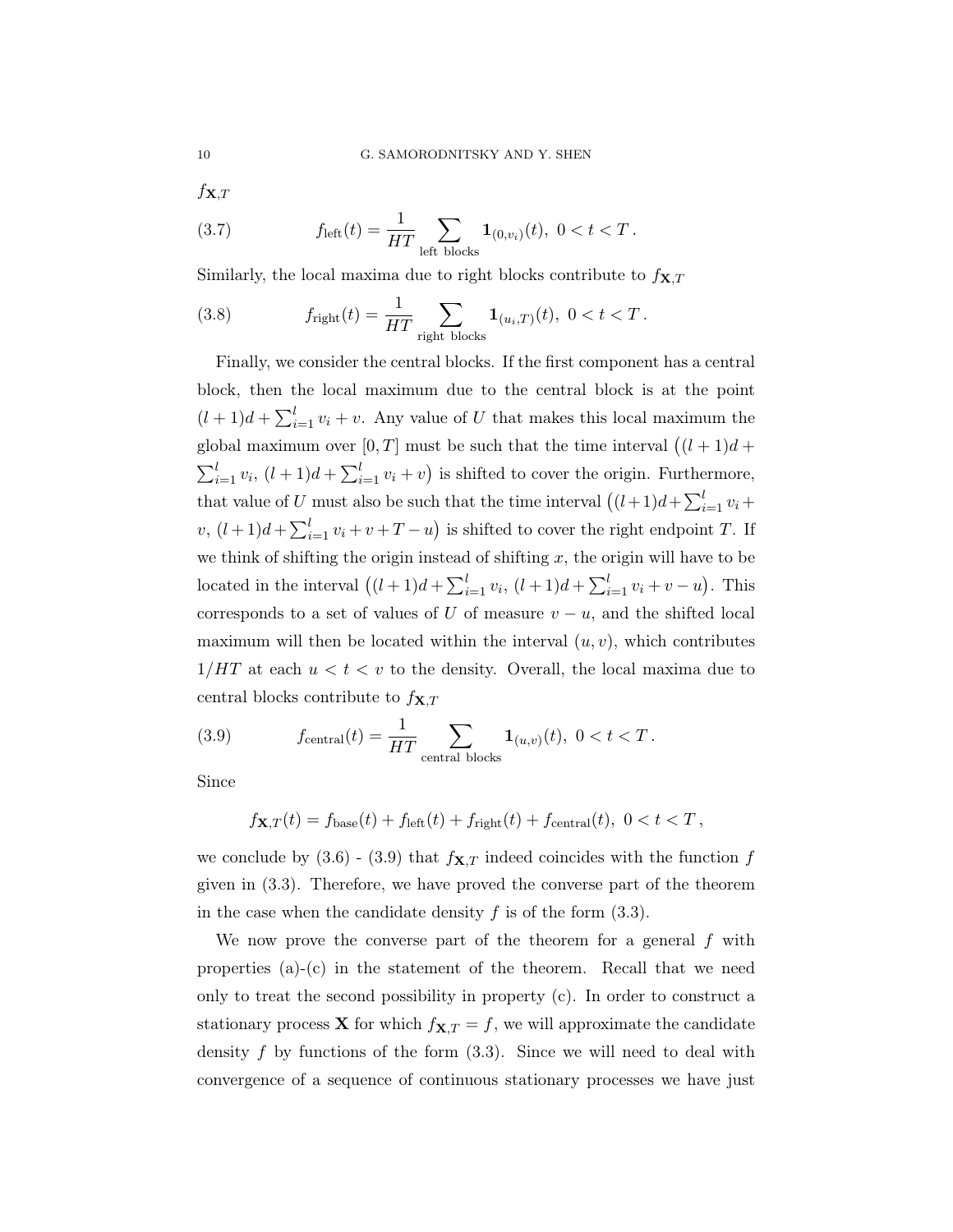$f_{\mathbf{X},T}$

$$
f_{\text{left}}(t) = \frac{1}{HT} \sum_{\text{left blocks}} \mathbf{1}_{(0,v_i)}(t),\ 0 < t < T\,. \tag{3.7}
$$

Similarly, the local maxima due to right blocks contribute to $f_{\mathbf{X},T}$

$$
f_{\text{right}}(t) = \frac{1}{HT} \sum_{\text{right blocks}} \mathbf{1}_{(u_i,T)}(t),\ 0 < t < T\,. \tag{3.8}
$$

Finally, we consider the central blocks. If the first component has a central block, then the local maximum due to the central block is at the point $(l+1)d + \sum_{i=1}^{l} v_i + v$. Any value of $U$ that makes this local maximum the global maximum over $[0,T]$ must be such that the time interval $\big((l+1)d + \sum_{i=1}^{l} v_i,\ (l+1)d + \sum_{i=1}^{l} v_i + v\big)$ is shifted to cover the origin. Furthermore, that value of $U$ must also be such that the time interval $\big((l+1)d + \sum_{i=1}^{l} v_i + v,\ (l+1)d + \sum_{i=1}^{l} v_i + v + T - u\big)$ is shifted to cover the right endpoint $T$. If we think of shifting the origin instead of shifting $x$, the origin will have to be located in the interval $\big((l+1)d + \sum_{i=1}^{l} v_i,\ (l+1)d + \sum_{i=1}^{l} v_i + v - u\big)$. This corresponds to a set of values of $U$ of measure $v-u$, and the shifted local maximum will then be located within the interval $(u,v)$, which contributes $1/HT$ at each $u < t < v$ to the density. Overall, the local maxima due to central blocks contribute to $f_{\mathbf{X},T}$

$$
f_{\text{central}}(t) = \frac{1}{HT} \sum_{\text{central blocks}} \mathbf{1}_{(u,v)}(t),\ 0 < t < T\,. \tag{3.9}
$$

Since

$$
f_{\mathbf{X},T}(t) = f_{\text{base}}(t) + f_{\text{left}}(t) + f_{\text{right}}(t) + f_{\text{central}}(t),\ 0 < t < T\,,
$$

we conclude by (3.6) - (3.9) that $f_{\mathbf{X},T}$ indeed coincides with the function $f$ given in (3.3). Therefore, we have proved the converse part of the theorem in the case when the candidate density $f$ is of the form (3.3).

We now prove the converse part of the theorem for a general $f$ with properties (a)-(c) in the statement of the theorem. Recall that we need only to treat the second possibility in property (c). In order to construct a stationary process $\mathbf{X}$ for which $f_{\mathbf{X},T} = f$, we will approximate the candidate density $f$ by functions of the form (3.3). Since we will need to deal with convergence of a sequence of continuous stationary processes we have just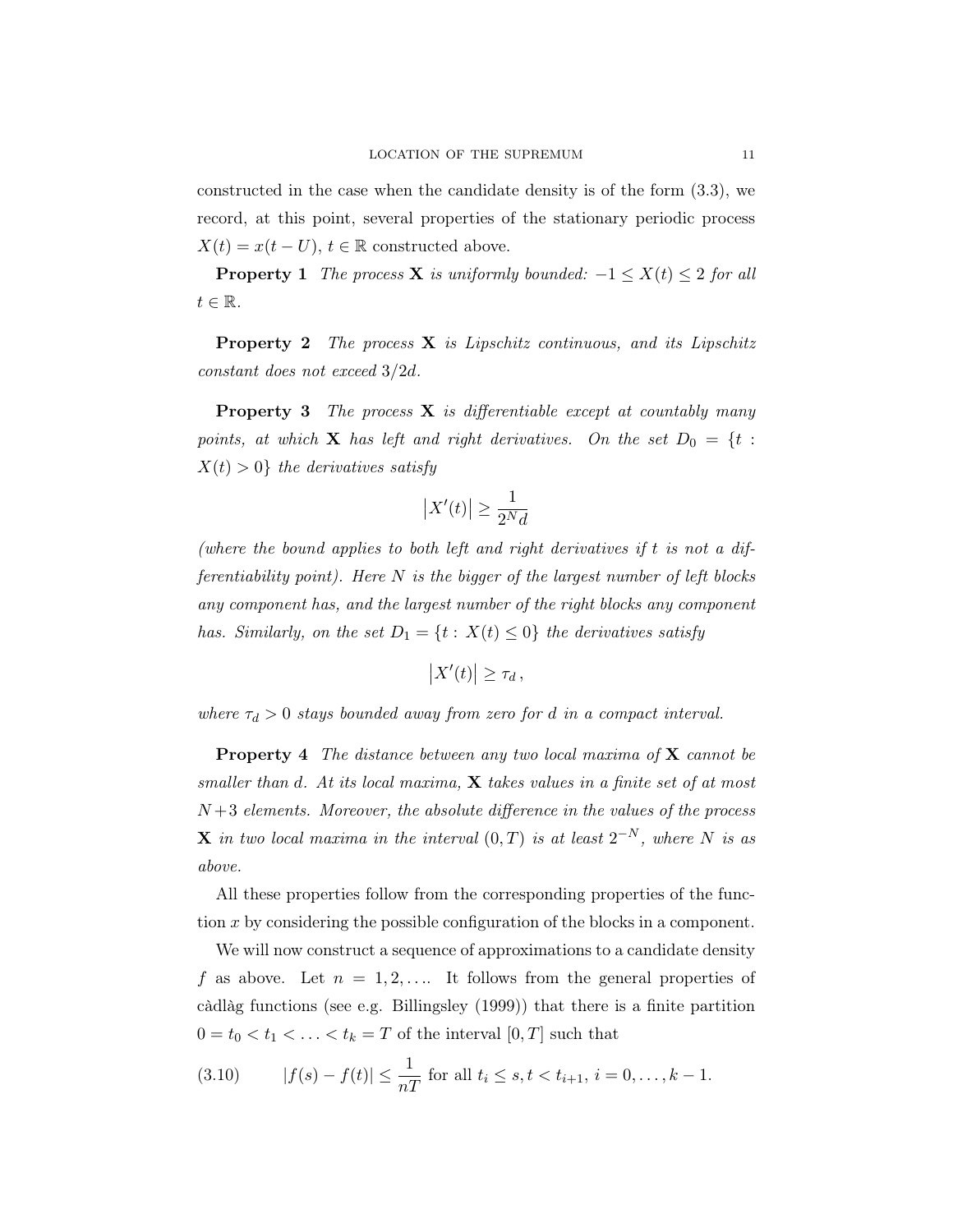constructed in the case when the candidate density is of the form (3.3), we record, at this point, several properties of the stationary periodic process $X(t) = x(t-U)$, $t \in \mathbb{R}$ constructed above.

**Property 1** *The process* $\mathbf{X}$ *is uniformly bounded:* $-1 \leq X(t) \leq 2$ *for all* $t \in \mathbb{R}$.

**Property 2** *The process* $\mathbf{X}$ *is Lipschitz continuous, and its Lipschitz constant does not exceed* $3/2d$.

**Property 3** *The process* $\mathbf{X}$ *is differentiable except at countably many points, at which* $\mathbf{X}$ *has left and right derivatives. On the set* $D_0 = \{t : X(t) > 0\}$ *the derivatives satisfy*

$$\left|X'(t)\right| \geq \frac{1}{2^N d}$$

*(where the bound applies to both left and right derivatives if* $t$ *is not a differentiability point). Here* $N$ *is the bigger of the largest number of left blocks any component has, and the largest number of the right blocks any component has. Similarly, on the set* $D_1 = \{t : X(t) \leq 0\}$ *the derivatives satisfy*

$$\left|X'(t)\right| \geq \tau_d \,,$$

*where* $\tau_d > 0$ *stays bounded away from zero for* $d$ *in a compact interval.*

**Property 4** *The distance between any two local maxima of* $\mathbf{X}$ *cannot be smaller than* $d$. *At its local maxima,* $\mathbf{X}$ *takes values in a finite set of at most* $N+3$ *elements. Moreover, the absolute difference in the values of the process* $\mathbf{X}$ *in two local maxima in the interval* $(0, T)$ *is at least* $2^{-N}$, *where* $N$ *is as above.*

All these properties follow from the corresponding properties of the function $x$ by considering the possible configuration of the blocks in a component.

We will now construct a sequence of approximations to a candidate density $f$ as above. Let $n = 1, 2, \ldots$. It follows from the general properties of càdlàg functions (see e.g. Billingsley (1999)) that there is a finite partition $0 = t_0 < t_1 < \ldots < t_k = T$ of the interval $[0, T]$ such that

$$|f(s) - f(t)| \leq \frac{1}{nT} \text{ for all } t_i \leq s, t < t_{i+1},\ i = 0, \ldots, k-1. \tag{3.10}$$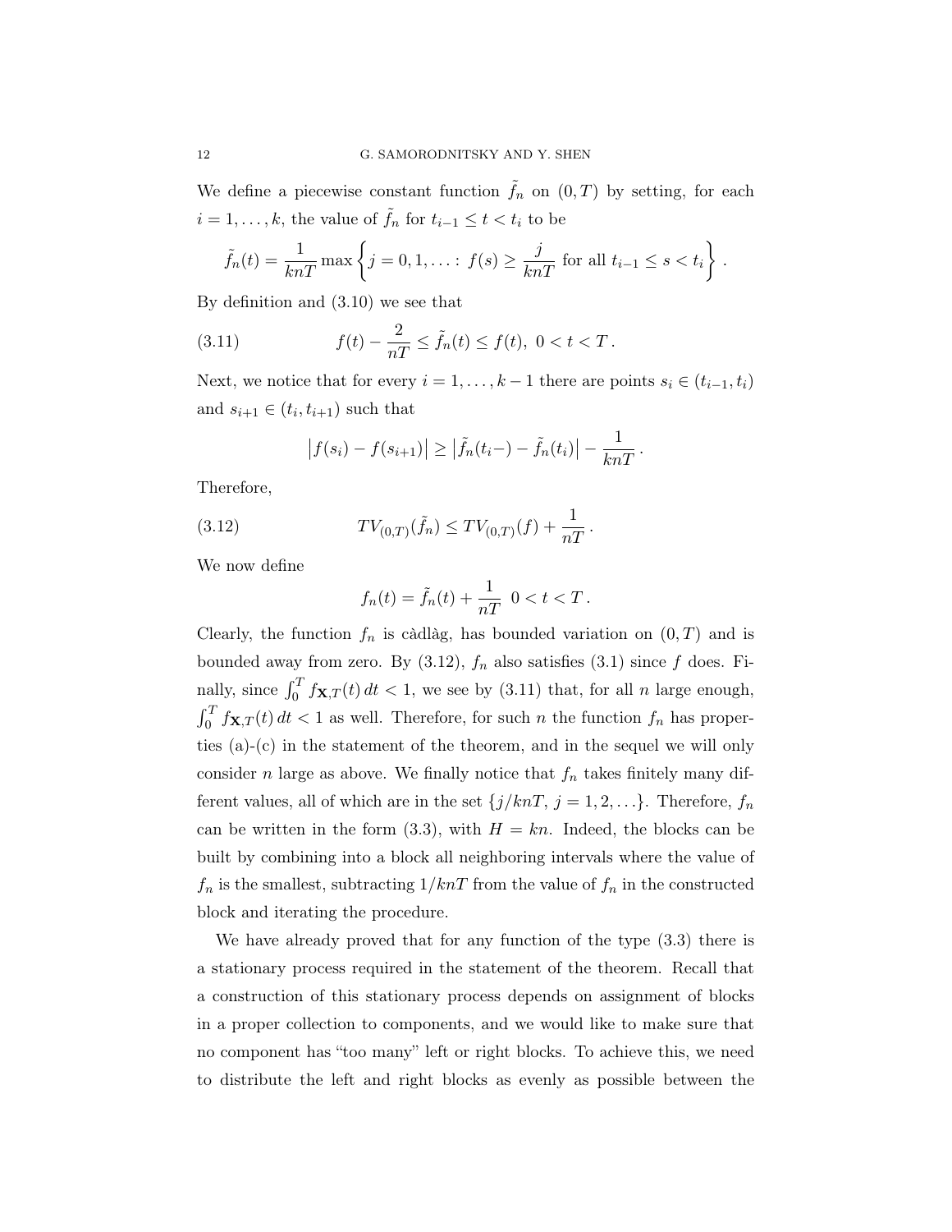We define a piecewise constant function $\tilde{f}_n$ on $(0,T)$ by setting, for each $i = 1, \ldots, k$, the value of $\tilde{f}_n$ for $t_{i-1} \le t < t_i$ to be

$$\tilde{f}_n(t) = \frac{1}{knT} \max\left\{ j = 0, 1, \ldots : \, f(s) \ge \frac{j}{knT} \text{ for all } t_{i-1} \le s < t_i \right\}.$$

By definition and (3.10) we see that

$$f(t) - \frac{2}{nT} \le \tilde{f}_n(t) \le f(t), \; 0 < t < T \,. \tag{3.11}$$

Next, we notice that for every $i = 1, \ldots, k-1$ there are points $s_i \in (t_{i-1}, t_i)$ and $s_{i+1} \in (t_i, t_{i+1})$ such that

$$\left| f(s_i) - f(s_{i+1}) \right| \ge \left| \tilde{f}_n(t_i -) - \tilde{f}_n(t_i) \right| - \frac{1}{knT} \,.$$

Therefore,

$$TV_{(0,T)}(\tilde{f}_n) \le TV_{(0,T)}(f) + \frac{1}{nT} \,. \tag{3.12}$$

We now define

$$f_n(t) = \tilde{f}_n(t) + \frac{1}{nT} \;\; 0 < t < T \,.$$

Clearly, the function $f_n$ is càdlàg, has bounded variation on $(0,T)$ and is bounded away from zero. By (3.12), $f_n$ also satisfies (3.1) since $f$ does. Finally, since $\int_0^T f_{\mathbf{X},T}(t)\, dt < 1$, we see by (3.11) that, for all $n$ large enough, $\int_0^T f_{\mathbf{X},T}(t)\, dt < 1$ as well. Therefore, for such $n$ the function $f_n$ has properties (a)-(c) in the statement of the theorem, and in the sequel we will only consider $n$ large as above. We finally notice that $f_n$ takes finitely many different values, all of which are in the set $\{j/knT, \, j = 1, 2, \ldots\}$. Therefore, $f_n$ can be written in the form (3.3), with $H = kn$. Indeed, the blocks can be built by combining into a block all neighboring intervals where the value of $f_n$ is the smallest, subtracting $1/knT$ from the value of $f_n$ in the constructed block and iterating the procedure.

We have already proved that for any function of the type (3.3) there is a stationary process required in the statement of the theorem. Recall that a construction of this stationary process depends on assignment of blocks in a proper collection to components, and we would like to make sure that no component has "too many" left or right blocks. To achieve this, we need to distribute the left and right blocks as evenly as possible between the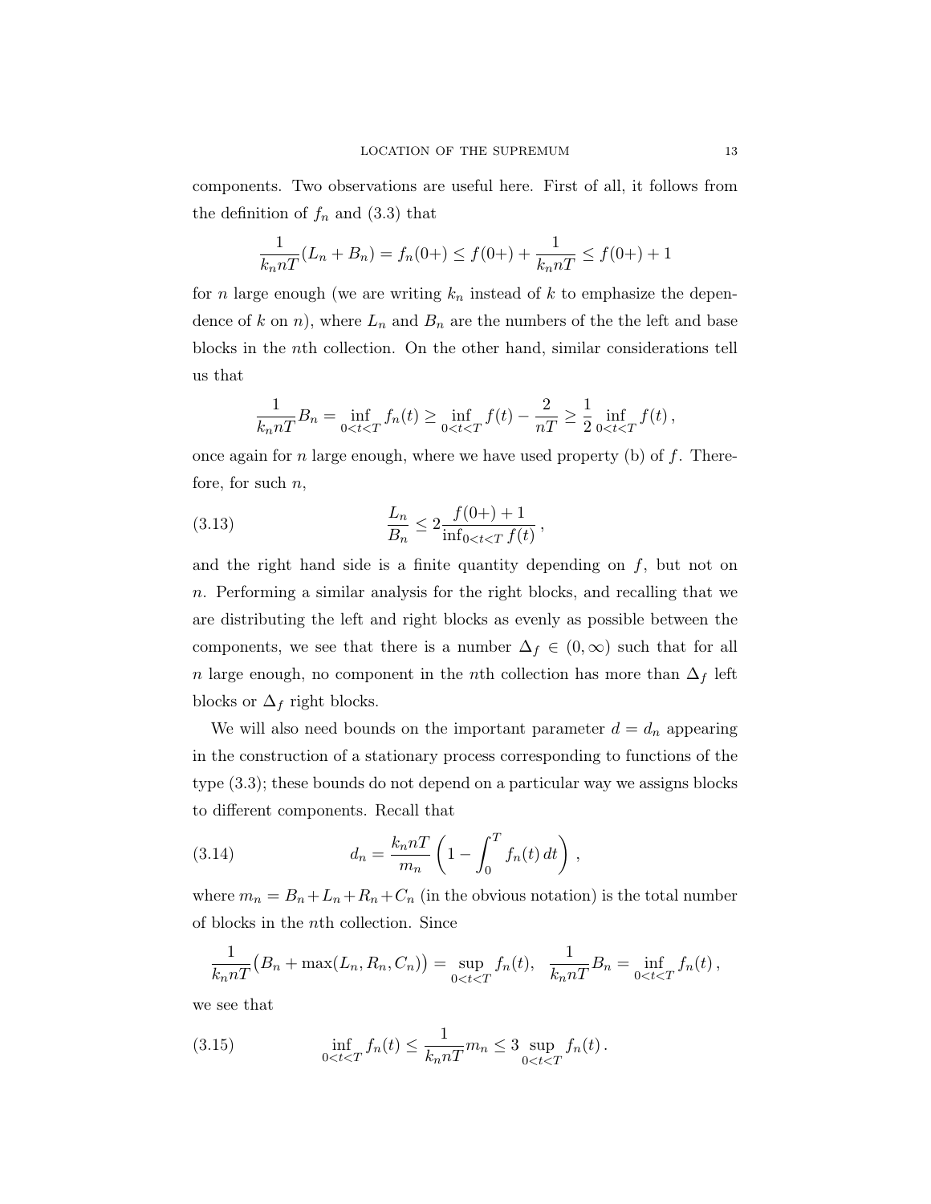components. Two observations are useful here. First of all, it follows from the definition of $f_n$ and (3.3) that

$$\frac{1}{k_n nT}(L_n + B_n) = f_n(0+) \le f(0+) + \frac{1}{k_n nT} \le f(0+) + 1$$

for $n$ large enough (we are writing $k_n$ instead of $k$ to emphasize the dependence of $k$ on $n$), where $L_n$ and $B_n$ are the numbers of the the left and base blocks in the $n$th collection. On the other hand, similar considerations tell us that

$$\frac{1}{k_n nT} B_n = \inf_{0<t<T} f_n(t) \ge \inf_{0<t<T} f(t) - \frac{2}{nT} \ge \frac{1}{2} \inf_{0<t<T} f(t)\,,$$

once again for $n$ large enough, where we have used property (b) of $f$. Therefore, for such $n$,

$$\frac{L_n}{B_n} \le 2 \frac{f(0+) + 1}{\inf_{0<t<T} f(t)}\,, \tag{3.13}$$

and the right hand side is a finite quantity depending on $f$, but not on $n$. Performing a similar analysis for the right blocks, and recalling that we are distributing the left and right blocks as evenly as possible between the components, we see that there is a number $\Delta_f \in (0, \infty)$ such that for all $n$ large enough, no component in the $n$th collection has more than $\Delta_f$ left blocks or $\Delta_f$ right blocks.

We will also need bounds on the important parameter $d = d_n$ appearing in the construction of a stationary process corresponding to functions of the type (3.3); these bounds do not depend on a particular way we assigns blocks to different components. Recall that

$$d_n = \frac{k_n nT}{m_n} \left( 1 - \int_0^T f_n(t)\, dt \right)\,, \tag{3.14}$$

where $m_n = B_n + L_n + R_n + C_n$ (in the obvious notation) is the total number of blocks in the $n$th collection. Since

$$\frac{1}{k_n nT}\big(B_n + \max(L_n, R_n, C_n)\big) = \sup_{0<t<T} f_n(t), \quad \frac{1}{k_n nT} B_n = \inf_{0<t<T} f_n(t)\,,$$

we see that

$$\inf_{0<t<T} f_n(t) \le \frac{1}{k_n nT} m_n \le 3 \sup_{0<t<T} f_n(t)\,. \tag{3.15}$$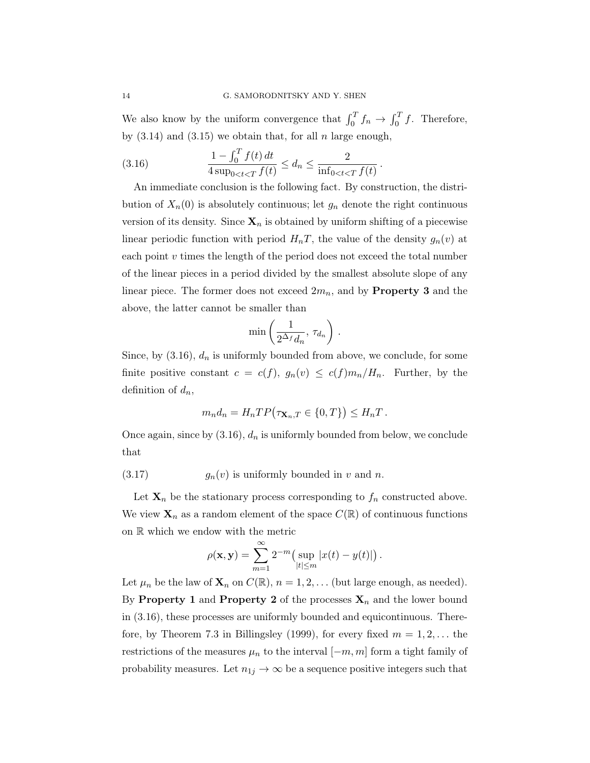We also know by the uniform convergence that $\int_0^T f_n \to \int_0^T f$. Therefore, by (3.14) and (3.15) we obtain that, for all $n$ large enough,

$$
\frac{1 - \int_0^T f(t)\, dt}{4 \sup_{0<t<T} f(t)} \le d_n \le \frac{2}{\inf_{0<t<T} f(t)} \,. \tag{3.16}
$$

An immediate conclusion is the following fact. By construction, the distribution of $X_n(0)$ is absolutely continuous; let $g_n$ denote the right continuous version of its density. Since $\mathbf{X}_n$ is obtained by uniform shifting of a piecewise linear periodic function with period $H_nT$, the value of the density $g_n(v)$ at each point $v$ times the length of the period does not exceed the total number of the linear pieces in a period divided by the smallest absolute slope of any linear piece. The former does not exceed $2m_n$, and by **Property 3** and the above, the latter cannot be smaller than

$$
\min\left( \frac{1}{2^{\Delta_f} d_n}, \, \tau_{d_n} \right) \,.
$$

Since, by (3.16), $d_n$ is uniformly bounded from above, we conclude, for some finite positive constant $c = c(f)$, $g_n(v) \le c(f) m_n / H_n$. Further, by the definition of $d_n$,

$$
m_n d_n = H_n T P\big(\tau_{\mathbf{X}_n, T} \in \{0, T\}\big) \le H_n T \,.
$$

Once again, since by (3.16), $d_n$ is uniformly bounded from below, we conclude that

$$
g_n(v) \text{ is uniformly bounded in } v \text{ and } n. \tag{3.17}
$$

Let $\mathbf{X}_n$ be the stationary process corresponding to $f_n$ constructed above. We view $\mathbf{X}_n$ as a random element of the space $C(\mathbb{R})$ of continuous functions on $\mathbb{R}$ which we endow with the metric

$$
\rho(\mathbf{x}, \mathbf{y}) = \sum_{m=1}^{\infty} 2^{-m} \big( \sup_{|t| \le m} |x(t) - y(t)| \big) \,.
$$

Let $\mu_n$ be the law of $\mathbf{X}_n$ on $C(\mathbb{R})$, $n = 1, 2, \ldots$ (but large enough, as needed). By **Property 1** and **Property 2** of the processes $\mathbf{X}_n$ and the lower bound in (3.16), these processes are uniformly bounded and equicontinuous. Therefore, by Theorem 7.3 in Billingsley (1999), for every fixed $m = 1, 2, \ldots$ the restrictions of the measures $\mu_n$ to the interval $[-m, m]$ form a tight family of probability measures. Let $n_{1j} \to \infty$ be a sequence positive integers such that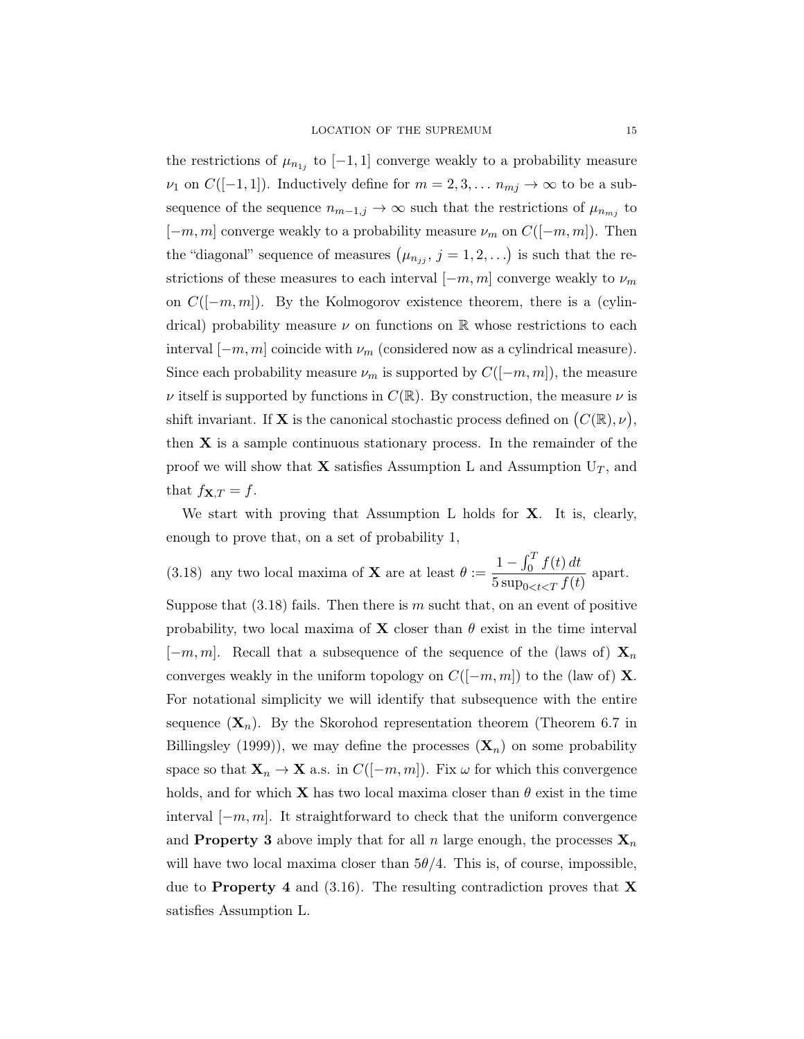the restrictions of $\mu_{n_{1j}}$ to $[-1,1]$ converge weakly to a probability measure $\nu_1$ on $C([-1,1])$. Inductively define for $m = 2, 3, \ldots$ $n_{mj} \to \infty$ to be a subsequence of the sequence $n_{m-1,j} \to \infty$ such that the restrictions of $\mu_{n_{mj}}$ to $[-m, m]$ converge weakly to a probability measure $\nu_m$ on $C([-m,m])$. Then the "diagonal" sequence of measures $\big(\mu_{n_{jj}},\, j = 1, 2, \ldots\big)$ is such that the restrictions of these measures to each interval $[-m,m]$ converge weakly to $\nu_m$ on $C([-m,m])$. By the Kolmogorov existence theorem, there is a (cylindrical) probability measure $\nu$ on functions on $\mathbb{R}$ whose restrictions to each interval $[-m,m]$ coincide with $\nu_m$ (considered now as a cylindrical measure). Since each probability measure $\nu_m$ is supported by $C([-m,m])$, the measure $\nu$ itself is supported by functions in $C(\mathbb{R})$. By construction, the measure $\nu$ is shift invariant. If $\mathbf{X}$ is the canonical stochastic process defined on $\big(C(\mathbb{R}), \nu\big)$, then $\mathbf{X}$ is a sample continuous stationary process. In the remainder of the proof we will show that $\mathbf{X}$ satisfies Assumption L and Assumption $\mathrm{U}_T$, and that $f_{\mathbf{X},T} = f$.

We start with proving that Assumption L holds for $\mathbf{X}$. It is, clearly, enough to prove that, on a set of probability 1,

$$\text{(3.18)} \quad \text{any two local maxima of } \mathbf{X} \text{ are at least } \theta := \frac{1 - \int_0^T f(t)\, dt}{5 \sup_{0<t<T} f(t)} \text{ apart.}$$

Suppose that (3.18) fails. Then there is $m$ sucht that, on an event of positive probability, two local maxima of $\mathbf{X}$ closer than $\theta$ exist in the time interval $[-m,m]$. Recall that a subsequence of the sequence of the (laws of) $\mathbf{X}_n$ converges weakly in the uniform topology on $C([-m,m])$ to the (law of) $\mathbf{X}$. For notational simplicity we will identify that subsequence with the entire sequence $(\mathbf{X}_n)$. By the Skorohod representation theorem (Theorem 6.7 in Billingsley (1999)), we may define the processes $(\mathbf{X}_n)$ on some probability space so that $\mathbf{X}_n \to \mathbf{X}$ a.s. in $C([-m,m])$. Fix $\omega$ for which this convergence holds, and for which $\mathbf{X}$ has two local maxima closer than $\theta$ exist in the time interval $[-m,m]$. It straightforward to check that the uniform convergence and **Property 3** above imply that for all $n$ large enough, the processes $\mathbf{X}_n$ will have two local maxima closer than $5\theta/4$. This is, of course, impossible, due to **Property 4** and (3.16). The resulting contradiction proves that $\mathbf{X}$ satisfies Assumption L.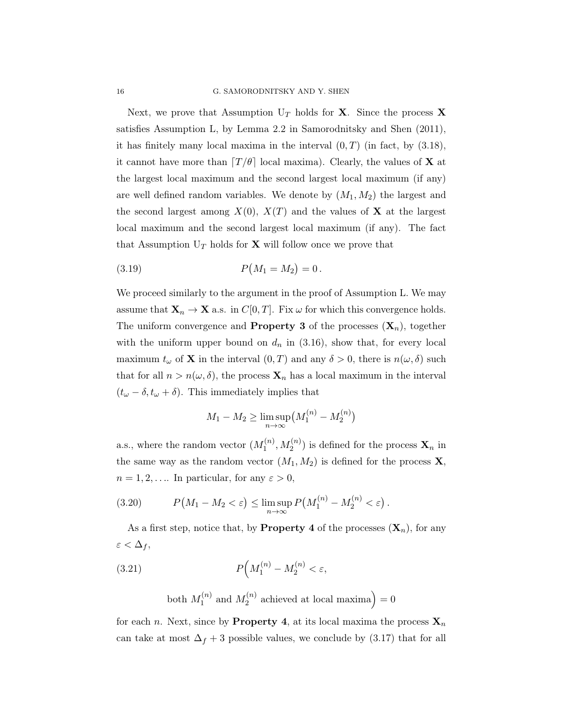Next, we prove that Assumption $U_T$ holds for $\mathbf{X}$. Since the process $\mathbf{X}$ satisfies Assumption L, by Lemma 2.2 in Samorodnitsky and Shen (2011), it has finitely many local maxima in the interval $(0,T)$ (in fact, by (3.18), it cannot have more than $\lceil T/\theta \rceil$ local maxima). Clearly, the values of $\mathbf{X}$ at the largest local maximum and the second largest local maximum (if any) are well defined random variables. We denote by $(M_1, M_2)$ the largest and the second largest among $X(0)$, $X(T)$ and the values of $\mathbf{X}$ at the largest local maximum and the second largest local maximum (if any). The fact that Assumption $U_T$ holds for $\mathbf{X}$ will follow once we prove that

$$P\big(M_1 = M_2\big) = 0 \,. \tag{3.19}$$

We proceed similarly to the argument in the proof of Assumption L. We may assume that $\mathbf{X}_n \to \mathbf{X}$ a.s. in $C[0,T]$. Fix $\omega$ for which this convergence holds. The uniform convergence and **Property 3** of the processes $(\mathbf{X}_n)$, together with the uniform upper bound on $d_n$ in (3.16), show that, for every local maximum $t_\omega$ of $\mathbf{X}$ in the interval $(0,T)$ and any $\delta > 0$, there is $n(\omega, \delta)$ such that for all $n > n(\omega,\delta)$, the process $\mathbf{X}_n$ has a local maximum in the interval $(t_\omega - \delta, t_\omega + \delta)$. This immediately implies that

$$M_1 - M_2 \geq \limsup_{n\to\infty} \big(M_1^{(n)} - M_2^{(n)}\big)$$

a.s., where the random vector $(M_1^{(n)}, M_2^{(n)})$ is defined for the process $\mathbf{X}_n$ in the same way as the random vector $(M_1, M_2)$ is defined for the process $\mathbf{X}$, $n = 1, 2, \ldots$. In particular, for any $\varepsilon > 0$,

$$P\big(M_1 - M_2 < \varepsilon\big) \leq \limsup_{n\to\infty} P\big(M_1^{(n)} - M_2^{(n)} < \varepsilon\big) \,. \tag{3.20}$$

As a first step, notice that, by **Property 4** of the processes $(\mathbf{X}_n)$, for any $\varepsilon < \Delta_f$,

$$P\Big(M_1^{(n)} - M_2^{(n)} < \varepsilon, \quad \text{both } M_1^{(n)} \text{ and } M_2^{(n)} \text{ achieved at local maxima}\Big) = 0 \tag{3.21}$$

for each $n$. Next, since by **Property 4**, at its local maxima the process $\mathbf{X}_n$ can take at most $\Delta_f + 3$ possible values, we conclude by (3.17) that for all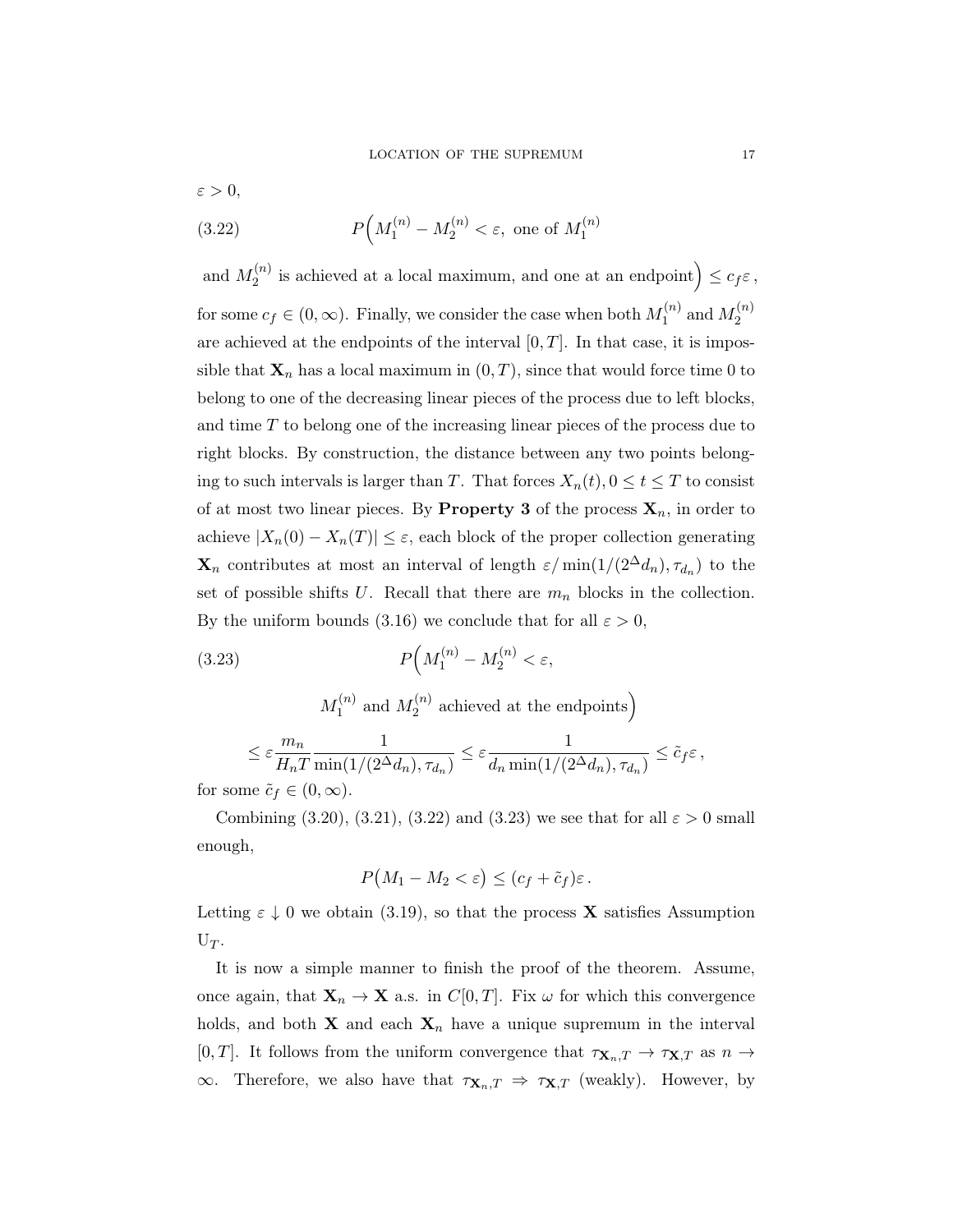$\varepsilon > 0$,

$$P\Big(M_1^{(n)} - M_2^{(n)} < \varepsilon, \text{ one of } M_1^{(n)} \tag{3.22}$$

$$\text{and } M_2^{(n)} \text{ is achieved at a local maximum, and one at an endpoint}\Big) \leq c_f \varepsilon\,,$$

for some $c_f \in (0, \infty)$. Finally, we consider the case when both $M_1^{(n)}$ and $M_2^{(n)}$ are achieved at the endpoints of the interval $[0, T]$. In that case, it is impossible that $\mathbf{X}_n$ has a local maximum in $(0, T)$, since that would force time 0 to belong to one of the decreasing linear pieces of the process due to left blocks, and time $T$ to belong one of the increasing linear pieces of the process due to right blocks. By construction, the distance between any two points belonging to such intervals is larger than $T$. That forces $X_n(t), 0 \leq t \leq T$ to consist of at most two linear pieces. By **Property 3** of the process $\mathbf{X}_n$, in order to achieve $|X_n(0) - X_n(T)| \leq \varepsilon$, each block of the proper collection generating $\mathbf{X}_n$ contributes at most an interval of length $\varepsilon / \min(1/(2^\Delta d_n), \tau_{d_n})$ to the set of possible shifts $U$. Recall that there are $m_n$ blocks in the collection. By the uniform bounds (3.16) we conclude that for all $\varepsilon > 0$,

$$P\Big(M_1^{(n)} - M_2^{(n)} < \varepsilon, \tag{3.23}$$

$$M_1^{(n)} \text{ and } M_2^{(n)} \text{ achieved at the endpoints}\Big)$$

$$\leq \varepsilon \frac{m_n}{H_n T} \frac{1}{\min(1/(2^\Delta d_n), \tau_{d_n})} \leq \varepsilon \frac{1}{d_n \min(1/(2^\Delta d_n), \tau_{d_n})} \leq \tilde{c}_f \varepsilon\,,$$

for some $\tilde{c}_f \in (0, \infty)$.

Combining (3.20), (3.21), (3.22) and (3.23) we see that for all $\varepsilon > 0$ small enough,

$$P\big(M_1 - M_2 < \varepsilon\big) \leq (c_f + \tilde{c}_f)\varepsilon\,.$$

Letting $\varepsilon \downarrow 0$ we obtain (3.19), so that the process $\mathbf{X}$ satisfies Assumption $\mathrm{U}_T$.

It is now a simple manner to finish the proof of the theorem. Assume, once again, that $\mathbf{X}_n \to \mathbf{X}$ a.s. in $C[0, T]$. Fix $\omega$ for which this convergence holds, and both $\mathbf{X}$ and each $\mathbf{X}_n$ have a unique supremum in the interval $[0, T]$. It follows from the uniform convergence that $\tau_{\mathbf{X}_n, T} \to \tau_{\mathbf{X}, T}$ as $n \to \infty$. Therefore, we also have that $\tau_{\mathbf{X}_n, T} \Rightarrow \tau_{\mathbf{X}, T}$ (weakly). However, by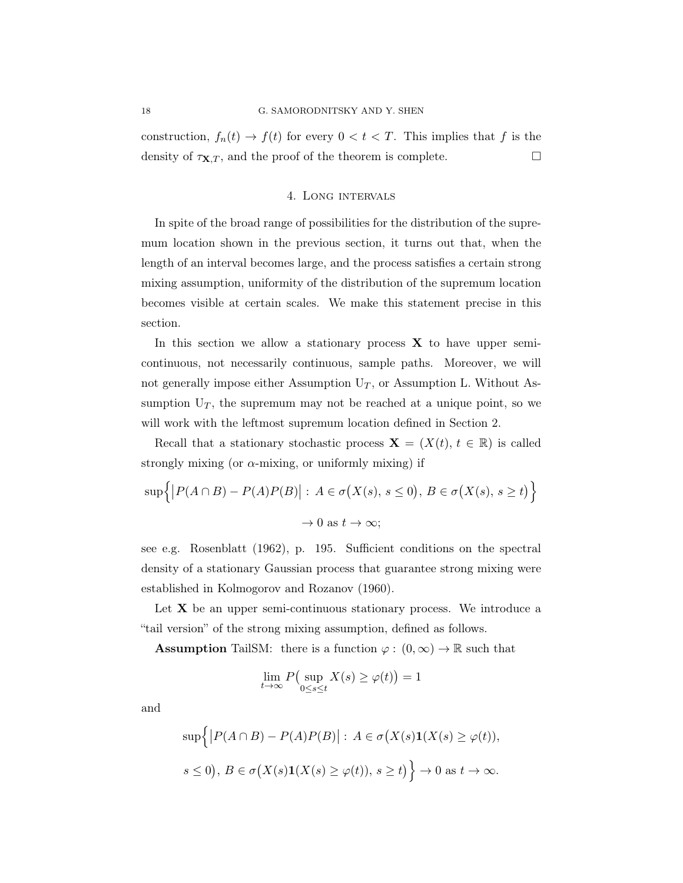construction, $f_n(t) \to f(t)$ for every $0 < t < T$. This implies that $f$ is the density of $\tau_{\mathbf{X},T}$, and the proof of the theorem is complete. $\square$

## 4. Long intervals

In spite of the broad range of possibilities for the distribution of the supremum location shown in the previous section, it turns out that, when the length of an interval becomes large, and the process satisfies a certain strong mixing assumption, uniformity of the distribution of the supremum location becomes visible at certain scales. We make this statement precise in this section.

In this section we allow a stationary process $\mathbf{X}$ to have upper semi-continuous, not necessarily continuous, sample paths. Moreover, we will not generally impose either Assumption $\mathrm{U}_T$, or Assumption L. Without Assumption $\mathrm{U}_T$, the supremum may not be reached at a unique point, so we will work with the leftmost supremum location defined in Section 2.

Recall that a stationary stochastic process $\mathbf{X} = (X(t),\, t \in \mathbb{R})$ is called strongly mixing (or $\alpha$-mixing, or uniformly mixing) if

$$\sup\Big\{\big|P(A\cap B) - P(A)P(B)\big| :\, A \in \sigma\big(X(s),\, s \leq 0\big),\, B \in \sigma\big(X(s),\, s \geq t\big)\Big\}$$
$$\to 0 \text{ as } t \to \infty;$$

see e.g. Rosenblatt (1962), p. 195. Sufficient conditions on the spectral density of a stationary Gaussian process that guarantee strong mixing were established in Kolmogorov and Rozanov (1960).

Let $\mathbf{X}$ be an upper semi-continuous stationary process. We introduce a "tail version" of the strong mixing assumption, defined as follows.

**Assumption** TailSM: there is a function $\varphi : (0,\infty) \to \mathbb{R}$ such that

$$\lim_{t\to\infty} P\big(\sup_{0\leq s\leq t} X(s) \geq \varphi(t)\big) = 1$$

and

$$\sup\Big\{\big|P(A\cap B) - P(A)P(B)\big| :\, A \in \sigma\big(X(s)\mathbf{1}(X(s) \geq \varphi(t)),$$
$$s \leq 0\big),\, B \in \sigma\big(X(s)\mathbf{1}(X(s) \geq \varphi(t)),\, s \geq t\big)\Big\} \to 0 \text{ as } t \to \infty.$$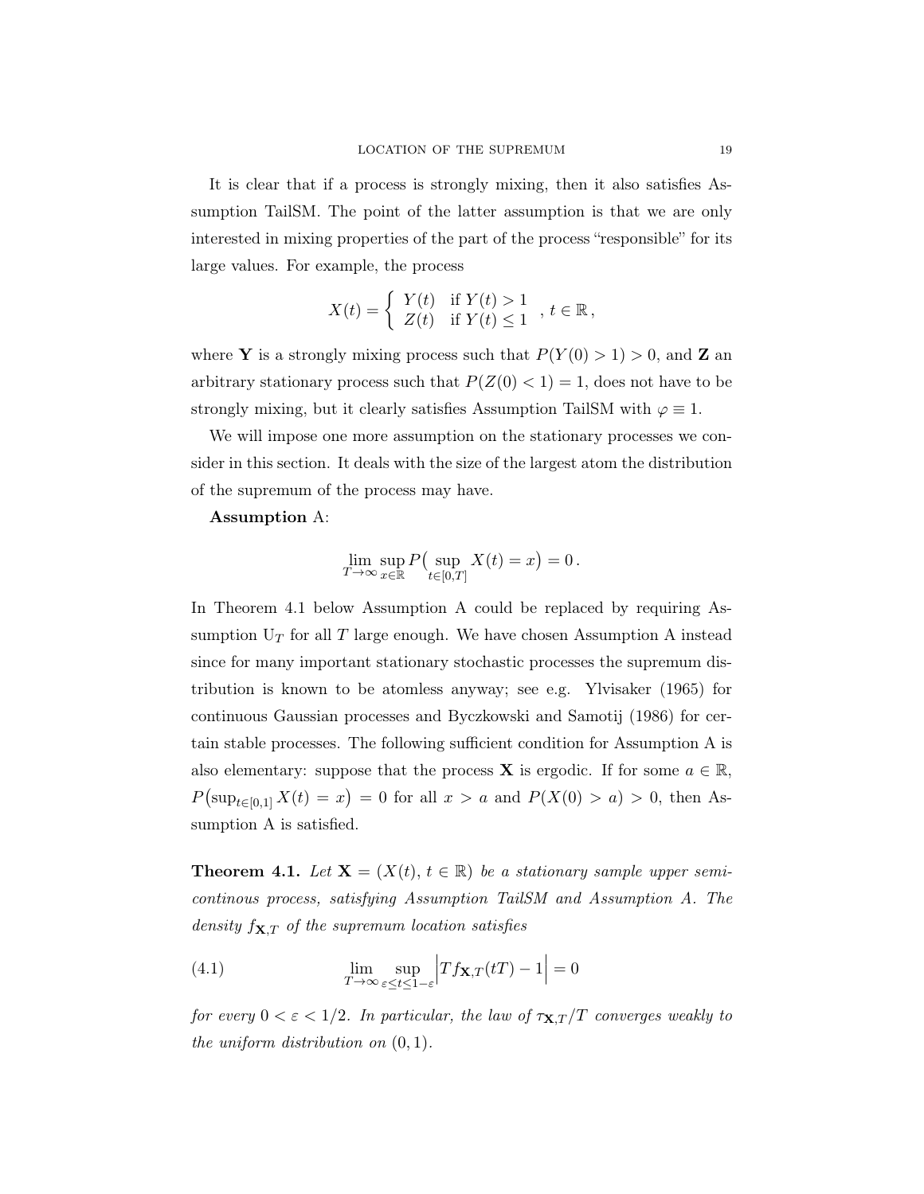It is clear that if a process is strongly mixing, then it also satisfies Assumption TailSM. The point of the latter assumption is that we are only interested in mixing properties of the part of the process "responsible" for its large values. For example, the process

$$X(t) = \begin{cases} Y(t) & \text{if } Y(t) > 1 \\ Z(t) & \text{if } Y(t) \leq 1 \end{cases}, \; t \in \mathbb{R}\,,$$

where $\mathbf{Y}$ is a strongly mixing process such that $P(Y(0) > 1) > 0$, and $\mathbf{Z}$ an arbitrary stationary process such that $P(Z(0) < 1) = 1$, does not have to be strongly mixing, but it clearly satisfies Assumption TailSM with $\varphi \equiv 1$.

We will impose one more assumption on the stationary processes we consider in this section. It deals with the size of the largest atom the distribution of the supremum of the process may have.

**Assumption** A:

$$\lim_{T\to\infty} \sup_{x\in\mathbb{R}} P\big(\sup_{t\in[0,T]} X(t) = x\big) = 0\,.$$

In Theorem 4.1 below Assumption A could be replaced by requiring Assumption $\mathrm{U}_T$ for all $T$ large enough. We have chosen Assumption A instead since for many important stationary stochastic processes the supremum distribution is known to be atomless anyway; see e.g. Ylvisaker (1965) for continuous Gaussian processes and Byczkowski and Samotij (1986) for certain stable processes. The following sufficient condition for Assumption A is also elementary: suppose that the process $\mathbf{X}$ is ergodic. If for some $a \in \mathbb{R}$, $P\big(\sup_{t\in[0,1]} X(t) = x\big) = 0$ for all $x > a$ and $P(X(0) > a) > 0$, then Assumption A is satisfied.

**Theorem 4.1.** *Let $\mathbf{X} = (X(t),\, t \in \mathbb{R})$ be a stationary sample upper semi-continous process, satisfying Assumption TailSM and Assumption A. The density $f_{\mathbf{X},T}$ of the supremum location satisfies*

$$\lim_{T\to\infty} \sup_{\varepsilon\leq t\leq 1-\varepsilon} \Big| T f_{\mathbf{X},T}(tT) - 1 \Big| = 0 \tag{4.1}$$

*for every $0 < \varepsilon < 1/2$. In particular, the law of $\tau_{\mathbf{X},T}/T$ converges weakly to the uniform distribution on $(0,1)$.*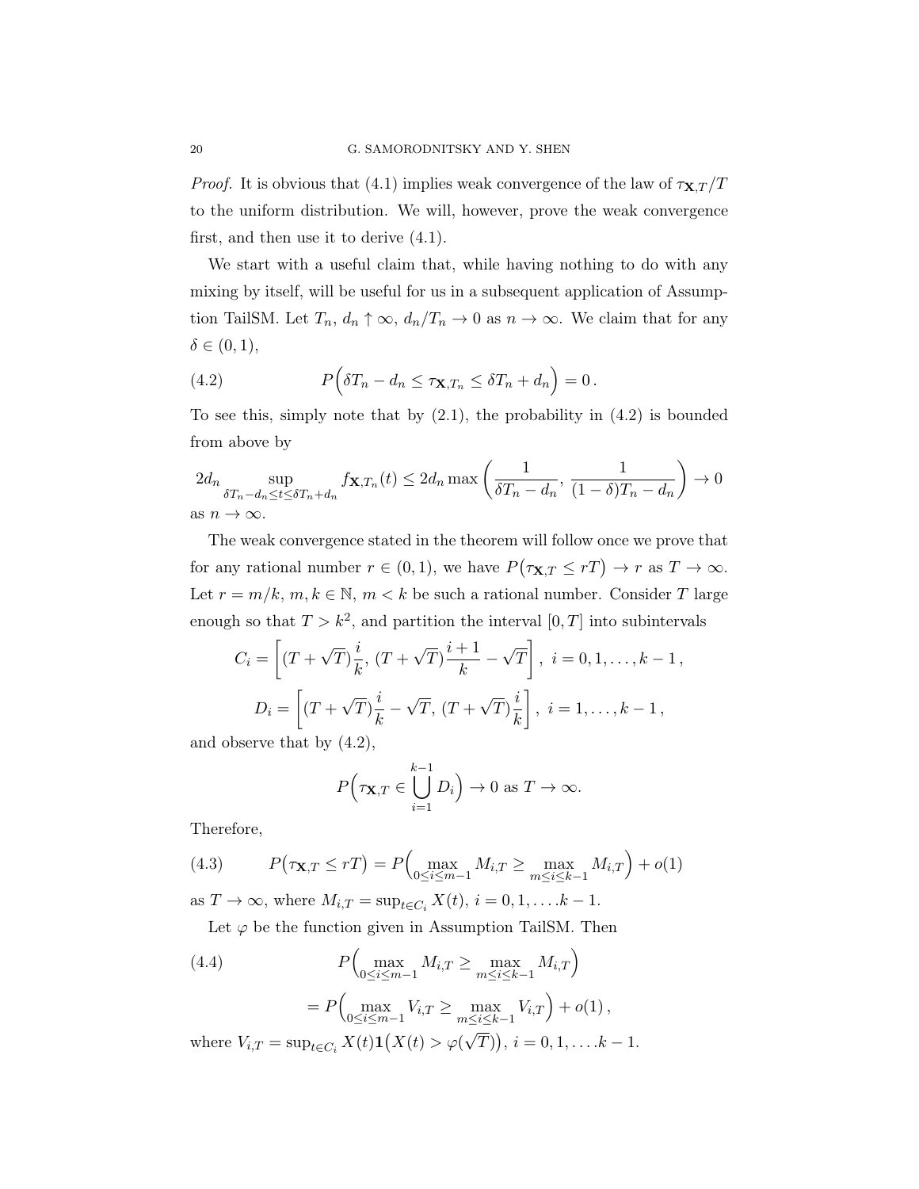*Proof.* It is obvious that (4.1) implies weak convergence of the law of $\tau_{\mathbf{X},T}/T$ to the uniform distribution. We will, however, prove the weak convergence first, and then use it to derive (4.1).

We start with a useful claim that, while having nothing to do with any mixing by itself, will be useful for us in a subsequent application of Assumption TailSM. Let $T_n$, $d_n \uparrow \infty$, $d_n/T_n \to 0$ as $n \to \infty$. We claim that for any $\delta \in (0,1)$,

$$P\Big(\delta T_n - d_n \le \tau_{\mathbf{X},T_n} \le \delta T_n + d_n\Big) = 0\,. \tag{4.2}$$

To see this, simply note that by (2.1), the probability in (4.2) is bounded from above by

$$2d_n \sup_{\delta T_n - d_n \le t \le \delta T_n + d_n} f_{\mathbf{X},T_n}(t) \le 2d_n \max\left(\frac{1}{\delta T_n - d_n},\, \frac{1}{(1-\delta)T_n - d_n}\right) \to 0$$

as $n \to \infty$.

The weak convergence stated in the theorem will follow once we prove that for any rational number $r \in (0,1)$, we have $P\big(\tau_{\mathbf{X},T} \le rT\big) \to r$ as $T \to \infty$. Let $r = m/k$, $m, k \in \mathbb{N}$, $m < k$ be such a rational number. Consider $T$ large enough so that $T > k^2$, and partition the interval $[0,T]$ into subintervals

$$C_i = \left[(T + \sqrt{T})\frac{i}{k},\, (T+\sqrt{T})\frac{i+1}{k} - \sqrt{T}\right],\ i = 0,1,\ldots,k-1\,,$$

$$D_i = \left[(T + \sqrt{T})\frac{i}{k} - \sqrt{T},\, (T+\sqrt{T})\frac{i}{k}\right],\ i = 1,\ldots,k-1\,,$$

and observe that by (4.2),

$$P\Big(\tau_{\mathbf{X},T} \in \bigcup_{i=1}^{k-1} D_i\Big) \to 0 \text{ as } T \to \infty.$$

Therefore,

$$P\big(\tau_{\mathbf{X},T} \le rT\big) = P\Big(\max_{0\le i \le m-1} M_{i,T} \ge \max_{m \le i \le k-1} M_{i,T}\Big) + o(1) \tag{4.3}$$

as $T \to \infty$, where $M_{i,T} = \sup_{t \in C_i} X(t)$, $i = 0,1,\ldots .k-1$.

Let $\varphi$ be the function given in Assumption TailSM. Then

$$\begin{aligned} &P\Big(\max_{0\le i \le m-1} M_{i,T} \ge \max_{m \le i \le k-1} M_{i,T}\Big) \\ &= P\Big(\max_{0\le i \le m-1} V_{i,T} \ge \max_{m \le i \le k-1} V_{i,T}\Big) + o(1)\,, \end{aligned} \tag{4.4}$$

where $V_{i,T} = \sup_{t\in C_i} X(t)\mathbf{1}\big(X(t) > \varphi(\sqrt{T})\big)$, $i = 0,1,\ldots .k-1$.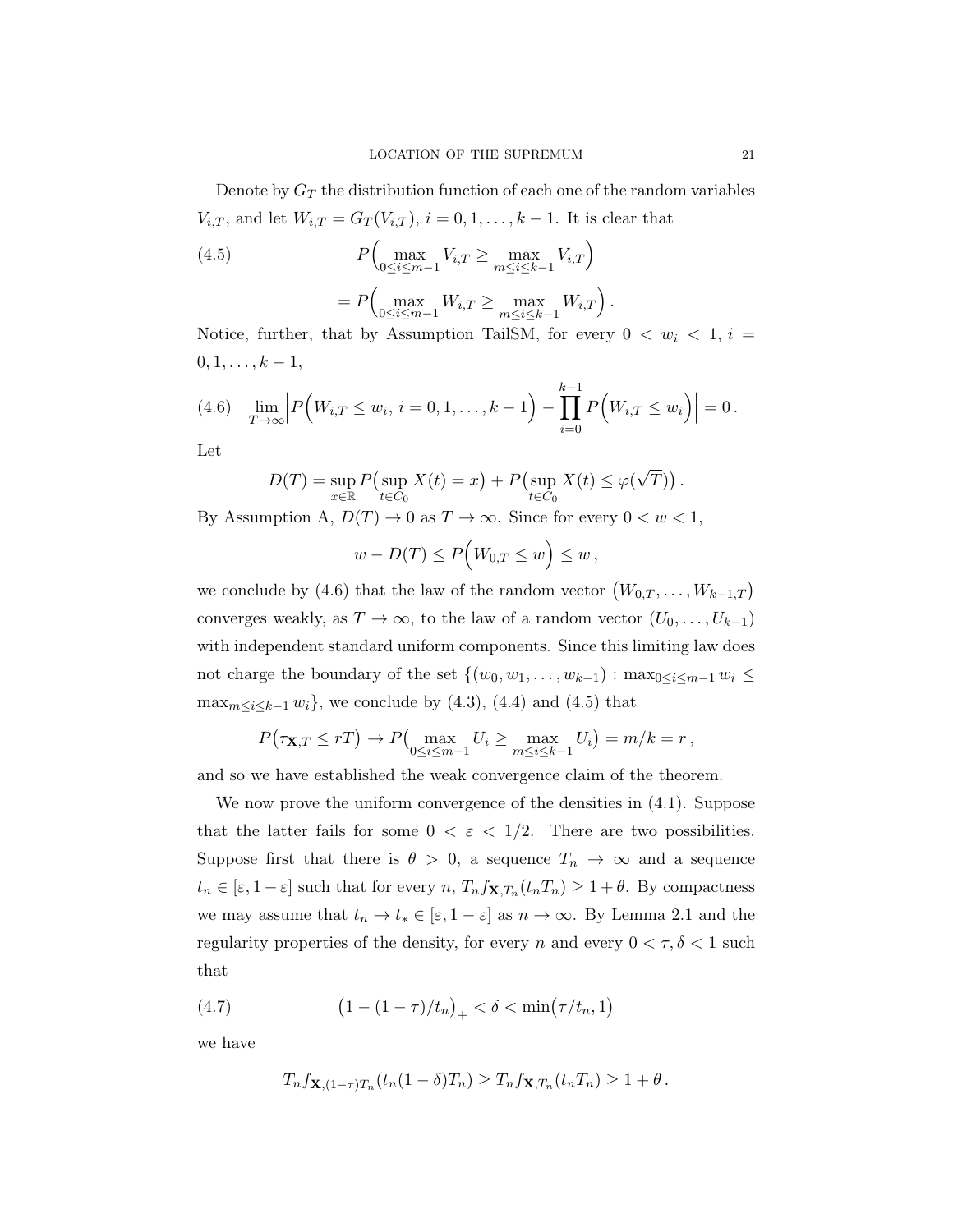Denote by $G_T$ the distribution function of each one of the random variables $V_{i,T}$, and let $W_{i,T} = G_T(V_{i,T})$, $i = 0, 1, \ldots, k-1$. It is clear that

$$
\tag{4.5}
\begin{aligned}
&P\Big( \max_{0 \le i \le m-1} V_{i,T} \ge \max_{m \le i \le k-1} V_{i,T} \Big) \\
&= P\Big( \max_{0 \le i \le m-1} W_{i,T} \ge \max_{m \le i \le k-1} W_{i,T} \Big) .
\end{aligned}
$$

Notice, further, that by Assumption TailSM, for every $0 < w_i < 1$, $i = 0, 1, \ldots, k-1$,

$$
\tag{4.6}
\lim_{T\to\infty} \Big| P\Big( W_{i,T} \le w_i,\, i = 0, 1, \ldots, k-1 \Big) - \prod_{i=0}^{k-1} P\Big( W_{i,T} \le w_i \Big) \Big| = 0 .
$$

Let

$$
D(T) = \sup_{x\in\mathbb{R}} P\big( \sup_{t\in C_0} X(t) = x \big) + P\big( \sup_{t\in C_0} X(t) \le \varphi(\sqrt{T}) \big) .
$$

By Assumption A, $D(T) \to 0$ as $T \to \infty$. Since for every $0 < w < 1$,

$$
w - D(T) \le P\Big( W_{0,T} \le w \Big) \le w ,
$$

we conclude by (4.6) that the law of the random vector $\big( W_{0,T}, \ldots, W_{k-1,T} \big)$ converges weakly, as $T \to \infty$, to the law of a random vector $(U_0, \ldots, U_{k-1})$ with independent standard uniform components. Since this limiting law does not charge the boundary of the set $\{(w_0, w_1, \ldots, w_{k-1}) : \max_{0\le i\le m-1} w_i \le \max_{m\le i\le k-1} w_i\}$, we conclude by (4.3), (4.4) and (4.5) that

$$
P\big( \tau_{\mathbf{X},T} \le rT \big) \to P\big( \max_{0\le i\le m-1} U_i \ge \max_{m\le i\le k-1} U_i \big) = m/k = r ,
$$

and so we have established the weak convergence claim of the theorem.

We now prove the uniform convergence of the densities in (4.1). Suppose that the latter fails for some $0 < \varepsilon < 1/2$. There are two possibilities. Suppose first that there is $\theta > 0$, a sequence $T_n \to \infty$ and a sequence $t_n \in [\varepsilon, 1-\varepsilon]$ such that for every $n$, $T_n f_{\mathbf{X},T_n}(t_n T_n) \ge 1 + \theta$. By compactness we may assume that $t_n \to t_* \in [\varepsilon, 1-\varepsilon]$ as $n \to \infty$. By Lemma 2.1 and the regularity properties of the density, for every $n$ and every $0 < \tau, \delta < 1$ such that

$$
\tag{4.7}
\big( 1 - (1-\tau)/t_n \big)_+ < \delta < \min\big( \tau/t_n, 1 \big)
$$

we have

$$
T_n f_{\mathbf{X},(1-\tau)T_n}(t_n(1-\delta)T_n) \ge T_n f_{\mathbf{X},T_n}(t_n T_n) \ge 1 + \theta .
$$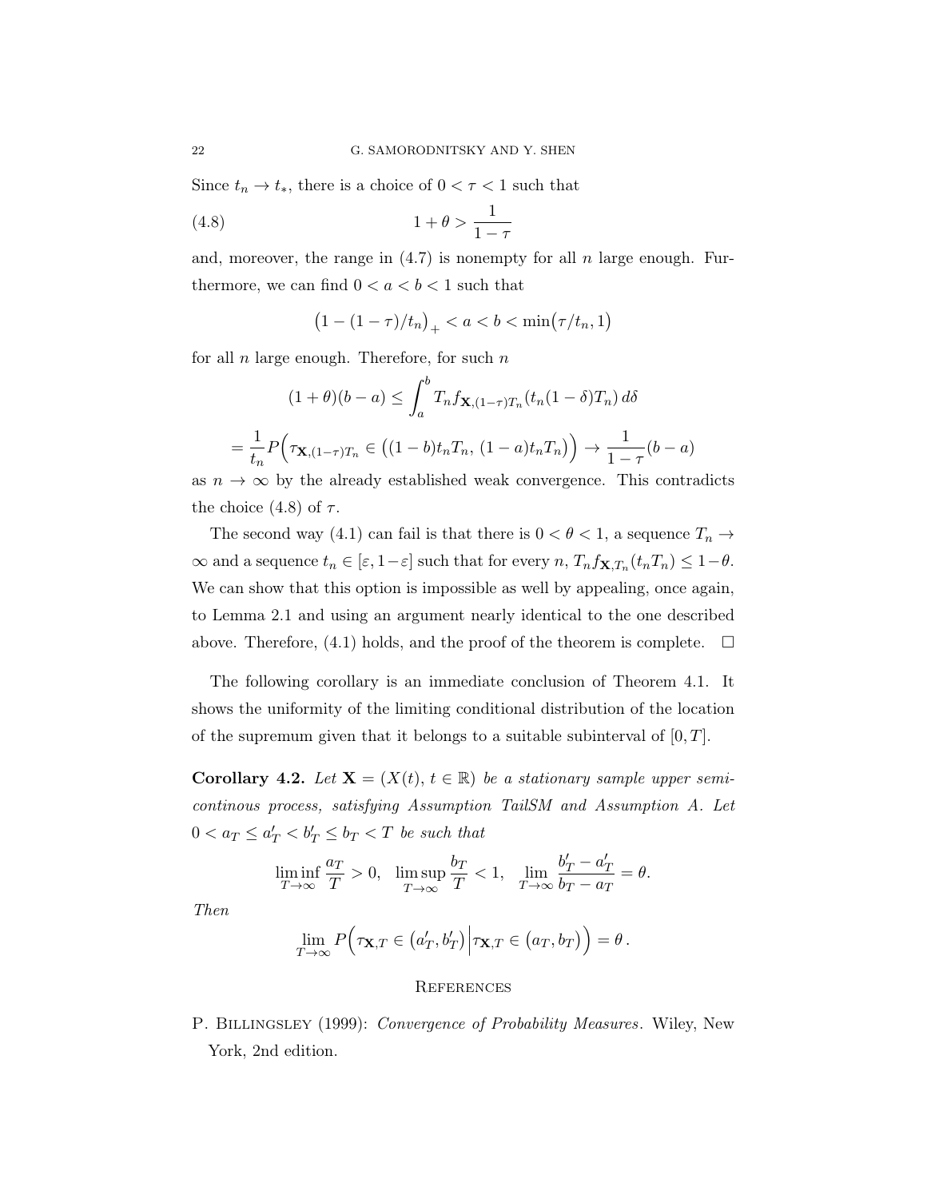Since $t_n \to t_*$, there is a choice of $0 < \tau < 1$ such that

$$1 + \theta > \frac{1}{1-\tau} \tag{4.8}$$

and, moreover, the range in (4.7) is nonempty for all $n$ large enough. Furthermore, we can find $0 < a < b < 1$ such that

$$\big(1 - (1-\tau)/t_n\big)_+ < a < b < \min\big(\tau/t_n, 1\big)$$

for all $n$ large enough. Therefore, for such $n$

$$(1+\theta)(b-a) \le \int_a^b T_n f_{\mathbf{X},(1-\tau)T_n}(t_n(1-\delta)T_n)\, d\delta$$

$$= \frac{1}{t_n} P\Big(\tau_{\mathbf{X},(1-\tau)T_n} \in \big((1-b)t_n T_n,\, (1-a)t_n T_n\big)\Big) \to \frac{1}{1-\tau}(b-a)$$

as $n \to \infty$ by the already established weak convergence. This contradicts the choice (4.8) of $\tau$.

The second way (4.1) can fail is that there is $0 < \theta < 1$, a sequence $T_n \to \infty$ and a sequence $t_n \in [\varepsilon, 1-\varepsilon]$ such that for every $n$, $T_n f_{\mathbf{X},T_n}(t_n T_n) \le 1-\theta$. We can show that this option is impossible as well by appealing, once again, to Lemma 2.1 and using an argument nearly identical to the one described above. Therefore, (4.1) holds, and the proof of the theorem is complete. $\square$

The following corollary is an immediate conclusion of Theorem 4.1. It shows the uniformity of the limiting conditional distribution of the location of the supremum given that it belongs to a suitable subinterval of $[0, T]$.

**Corollary 4.2.** *Let $\mathbf{X} = (X(t),\, t \in \mathbb{R})$ be a stationary sample upper semi-continous process, satisfying Assumption TailSM and Assumption A. Let $0 < a_T \le a'_T < b'_T \le b_T < T$ be such that*

$$\liminf_{T\to\infty} \frac{a_T}{T} > 0, \quad \limsup_{T\to\infty} \frac{b_T}{T} < 1, \quad \lim_{T\to\infty} \frac{b'_T - a'_T}{b_T - a_T} = \theta.$$

*Then*

$$\lim_{T\to\infty} P\Big(\tau_{\mathbf{X},T} \in \big(a'_T, b'_T\big) \Big| \tau_{\mathbf{X},T} \in \big(a_T, b_T\big)\Big) = \theta\,.$$

## References

P. Billingsley (1999): *Convergence of Probability Measures*. Wiley, New York, 2nd edition.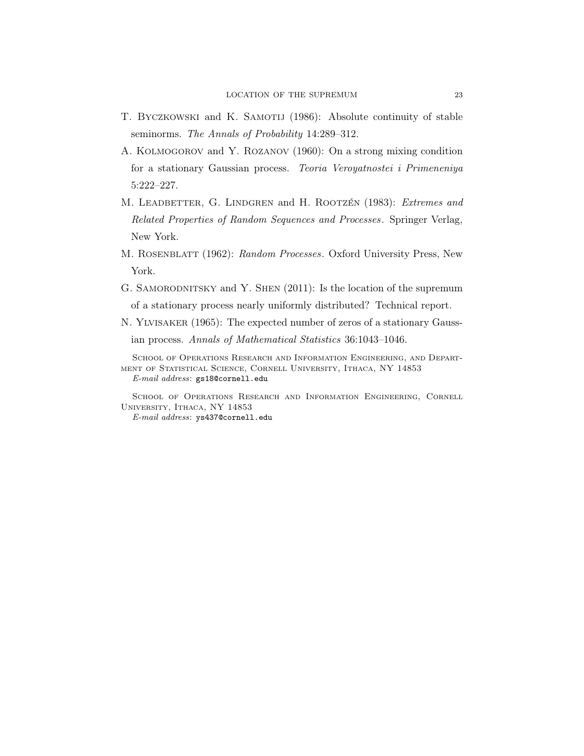T. Byczkowski and K. Samotij (1986): Absolute continuity of stable seminorms. *The Annals of Probability* 14:289–312.

A. Kolmogorov and Y. Rozanov (1960): On a strong mixing condition for a stationary Gaussian process. *Teoria Veroyatnostei i Primeneniya* 5:222–227.

M. Leadbetter, G. Lindgren and H. Rootzén (1983): *Extremes and Related Properties of Random Sequences and Processes*. Springer Verlag, New York.

M. Rosenblatt (1962): *Random Processes*. Oxford University Press, New York.

G. Samorodnitsky and Y. Shen (2011): Is the location of the supremum of a stationary process nearly uniformly distributed? Technical report.

N. Ylvisaker (1965): The expected number of zeros of a stationary Gaussian process. *Annals of Mathematical Statistics* 36:1043–1046.

School of Operations Research and Information Engineering, and Department of Statistical Science, Cornell University, Ithaca, NY 14853
*E-mail address*: gs18@cornell.edu

School of Operations Research and Information Engineering, Cornell University, Ithaca, NY 14853
*E-mail address*: ys437@cornell.edu